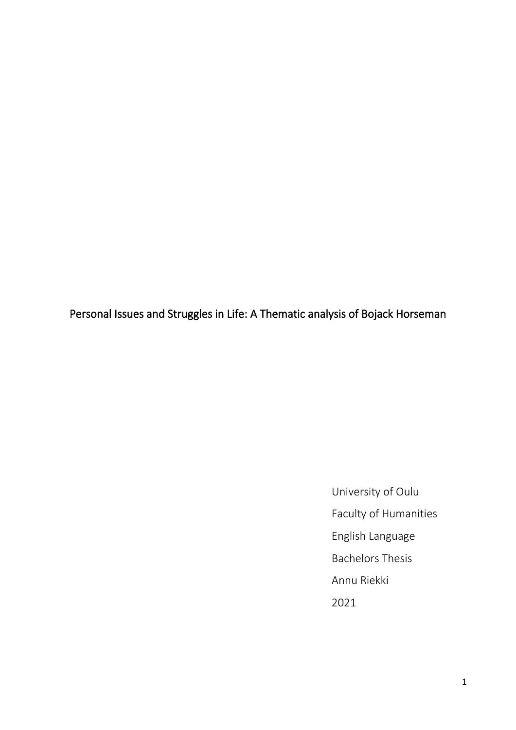# Personal Issues and Struggles in Life: A Thematic analysis of Bojack Horseman

University of Oulu

Faculty of Humanities

English Language

Bachelors Thesis

Annu Riekki

2021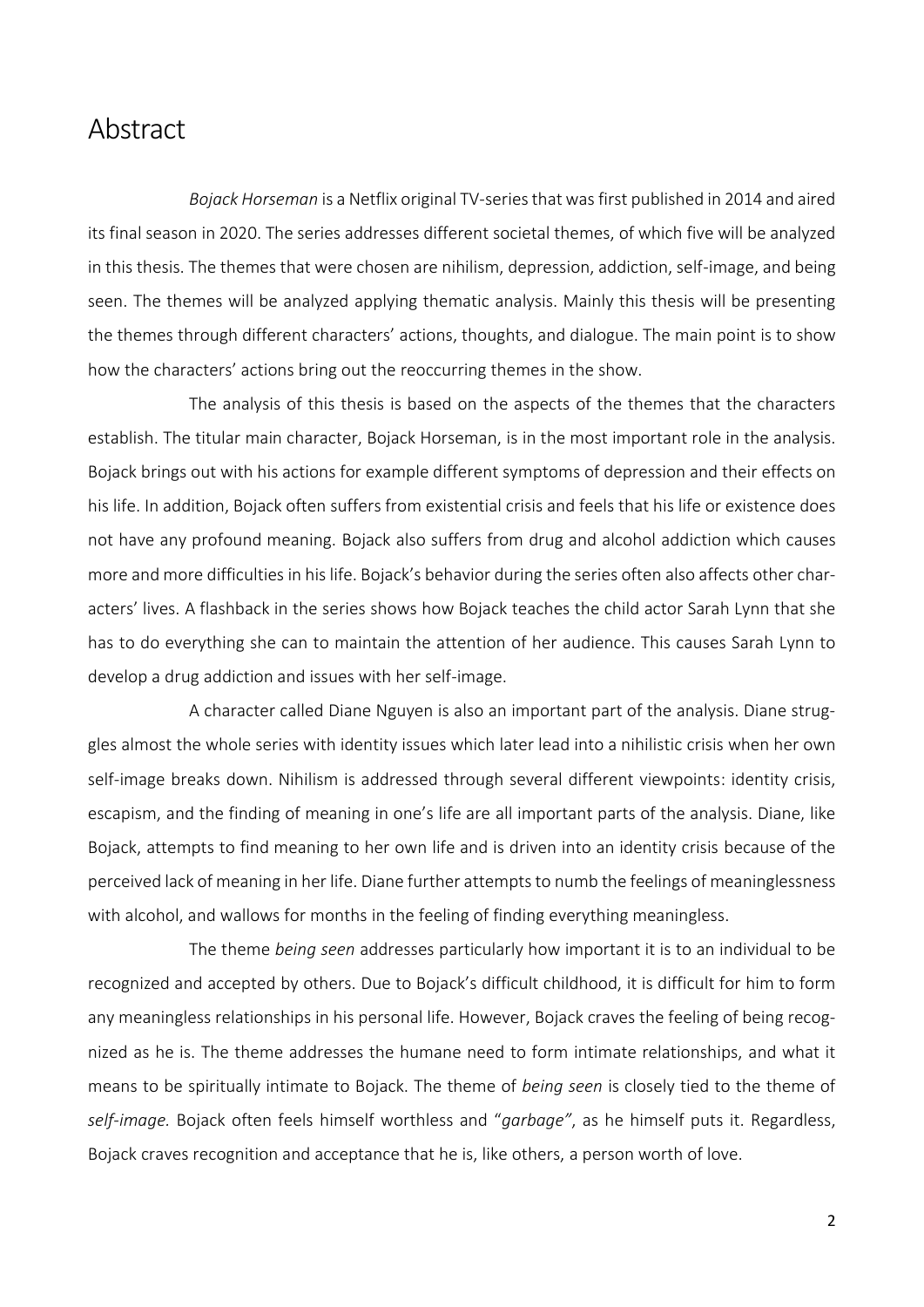# Abstract

*Bojack Horseman* is a Netflix original TV-series that was first published in 2014 and aired its final season in 2020. The series addresses different societal themes, of which five will be analyzed in this thesis. The themes that were chosen are nihilism, depression, addiction, self-image, and being seen. The themes will be analyzed applying thematic analysis. Mainly this thesis will be presenting the themes through different characters' actions, thoughts, and dialogue. The main point is to show how the characters' actions bring out the reoccurring themes in the show.

The analysis of this thesis is based on the aspects of the themes that the characters establish. The titular main character, Bojack Horseman, is in the most important role in the analysis. Bojack brings out with his actions for example different symptoms of depression and their effects on his life. In addition, Bojack often suffers from existential crisis and feels that his life or existence does not have any profound meaning. Bojack also suffers from drug and alcohol addiction which causes more and more difficulties in his life. Bojack's behavior during the series often also affects other characters' lives. A flashback in the series shows how Bojack teaches the child actor Sarah Lynn that she has to do everything she can to maintain the attention of her audience. This causes Sarah Lynn to develop a drug addiction and issues with her self-image.

A character called Diane Nguyen is also an important part of the analysis. Diane struggles almost the whole series with identity issues which later lead into a nihilistic crisis when her own self-image breaks down. Nihilism is addressed through several different viewpoints: identity crisis, escapism, and the finding of meaning in one's life are all important parts of the analysis. Diane, like Bojack, attempts to find meaning to her own life and is driven into an identity crisis because of the perceived lack of meaning in her life. Diane further attempts to numb the feelings of meaninglessness with alcohol, and wallows for months in the feeling of finding everything meaningless.

The theme *being seen* addresses particularly how important it is to an individual to be recognized and accepted by others. Due to Bojack's difficult childhood, it is difficult for him to form any meaningless relationships in his personal life. However, Bojack craves the feeling of being recognized as he is. The theme addresses the humane need to form intimate relationships, and what it means to be spiritually intimate to Bojack. The theme of *being seen* is closely tied to the theme of *self-image.* Bojack often feels himself worthless and "*garbage"*, as he himself puts it. Regardless, Bojack craves recognition and acceptance that he is, like others, a person worth of love.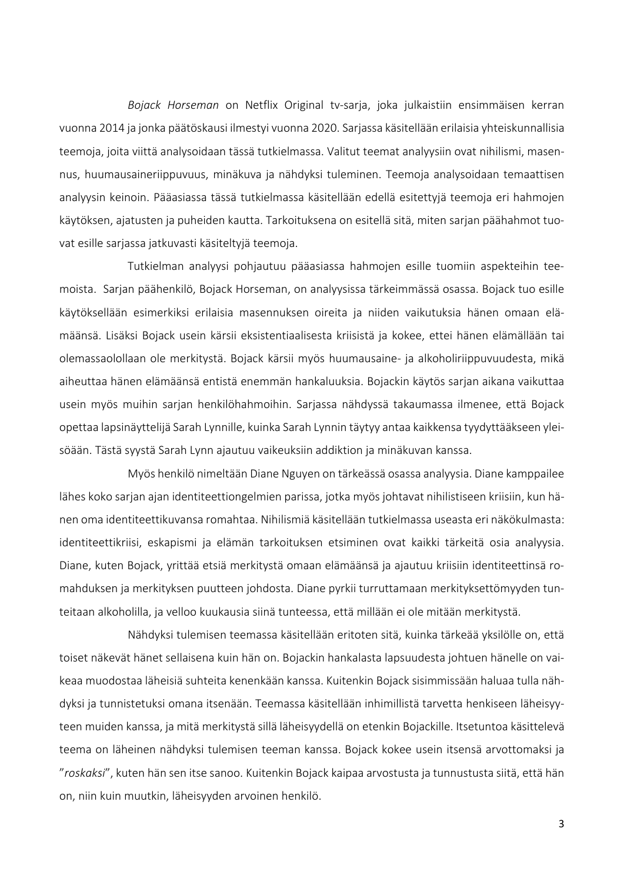*Bojack Horseman* on Netflix Original tv-sarja, joka julkaistiin ensimmäisen kerran vuonna 2014 ja jonka päätöskausi ilmestyi vuonna 2020. Sarjassa käsitellään erilaisia yhteiskunnallisia teemoja, joita viittä analysoidaan tässä tutkielmassa. Valitut teemat analyysiin ovat nihilismi, masennus, huumausaineriippuvuus, minäkuva ja nähdyksi tuleminen. Teemoja analysoidaan temaattisen analyysin keinoin. Pääasiassa tässä tutkielmassa käsitellään edellä esitettyjä teemoja eri hahmojen käytöksen, ajatusten ja puheiden kautta. Tarkoituksena on esitellä sitä, miten sarjan päähahmot tuovat esille sarjassa jatkuvasti käsiteltyjä teemoja.

Tutkielman analyysi pohjautuu pääasiassa hahmojen esille tuomiin aspekteihin teemoista. Sarjan päähenkilö, Bojack Horseman, on analyysissa tärkeimmässä osassa. Bojack tuo esille käytöksellään esimerkiksi erilaisia masennuksen oireita ja niiden vaikutuksia hänen omaan elämäänsä. Lisäksi Bojack usein kärsii eksistentiaalisesta kriisistä ja kokee, ettei hänen elämällään tai olemassaolollaan ole merkitystä. Bojack kärsii myös huumausaine- ja alkoholiriippuvuudesta, mikä aiheuttaa hänen elämäänsä entistä enemmän hankaluuksia. Bojackin käytös sarjan aikana vaikuttaa usein myös muihin sarjan henkilöhahmoihin. Sarjassa nähdyssä takaumassa ilmenee, että Bojack opettaa lapsinäyttelijä Sarah Lynnille, kuinka Sarah Lynnin täytyy antaa kaikkensa tyydyttääkseen yleisöään. Tästä syystä Sarah Lynn ajautuu vaikeuksiin addiktion ja minäkuvan kanssa.

Myös henkilö nimeltään Diane Nguyen on tärkeässä osassa analyysia. Diane kamppailee lähes koko sarjan ajan identiteettiongelmien parissa, jotka myös johtavat nihilistiseen kriisiin, kun hänen oma identiteettikuvansa romahtaa. Nihilismiä käsitellään tutkielmassa useasta eri näkökulmasta: identiteettikriisi, eskapismi ja elämän tarkoituksen etsiminen ovat kaikki tärkeitä osia analyysia. Diane, kuten Bojack, yrittää etsiä merkitystä omaan elämäänsä ja ajautuu kriisiin identiteettinsä romahduksen ja merkityksen puutteen johdosta. Diane pyrkii turruttamaan merkityksettömyyden tunteitaan alkoholilla, ja velloo kuukausia siinä tunteessa, että millään ei ole mitään merkitystä.

Nähdyksi tulemisen teemassa käsitellään eritoten sitä, kuinka tärkeää yksilölle on, että toiset näkevät hänet sellaisena kuin hän on. Bojackin hankalasta lapsuudesta johtuen hänelle on vaikeaa muodostaa läheisiä suhteita kenenkään kanssa. Kuitenkin Bojack sisimmissään haluaa tulla nähdyksi ja tunnistetuksi omana itsenään. Teemassa käsitellään inhimillistä tarvetta henkiseen läheisyyteen muiden kanssa, ja mitä merkitystä sillä läheisyydellä on etenkin Bojackille. Itsetuntoa käsittelevä teema on läheinen nähdyksi tulemisen teeman kanssa. Bojack kokee usein itsensä arvottomaksi ja ”*roskaksi*”, kuten hän sen itse sanoo. Kuitenkin Bojack kaipaa arvostusta ja tunnustusta siitä, että hän on, niin kuin muutkin, läheisyyden arvoinen henkilö.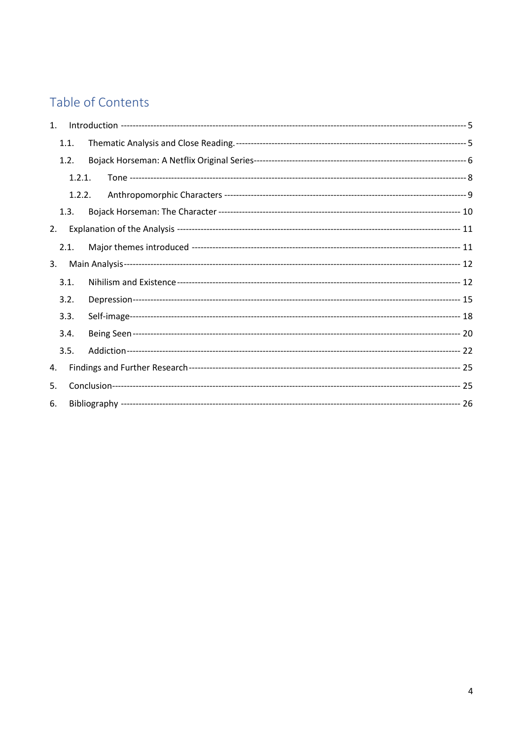# Table of Contents

1. Introduction ---------- 5
   - 1.1. Thematic Analysis and Close Reading. ---------- 5
   - 1.2. Bojack Horseman: A Netflix Original Series ---------- 6
     - 1.2.1. Tone ---------- 8
     - 1.2.2. Anthropomorphic Characters ---------- 9
   - 1.3. Bojack Horseman: The Character ---------- 10
2. Explanation of the Analysis ---------- 11
   - 2.1. Major themes introduced ---------- 11
3. Main Analysis ---------- 12
   - 3.1. Nihilism and Existence ---------- 12
   - 3.2. Depression ---------- 15
   - 3.3. Self-image ---------- 18
   - 3.4. Being Seen ---------- 20
   - 3.5. Addiction ---------- 22
4. Findings and Further Research ---------- 25
5. Conclusion ---------- 25
6. Bibliography ---------- 26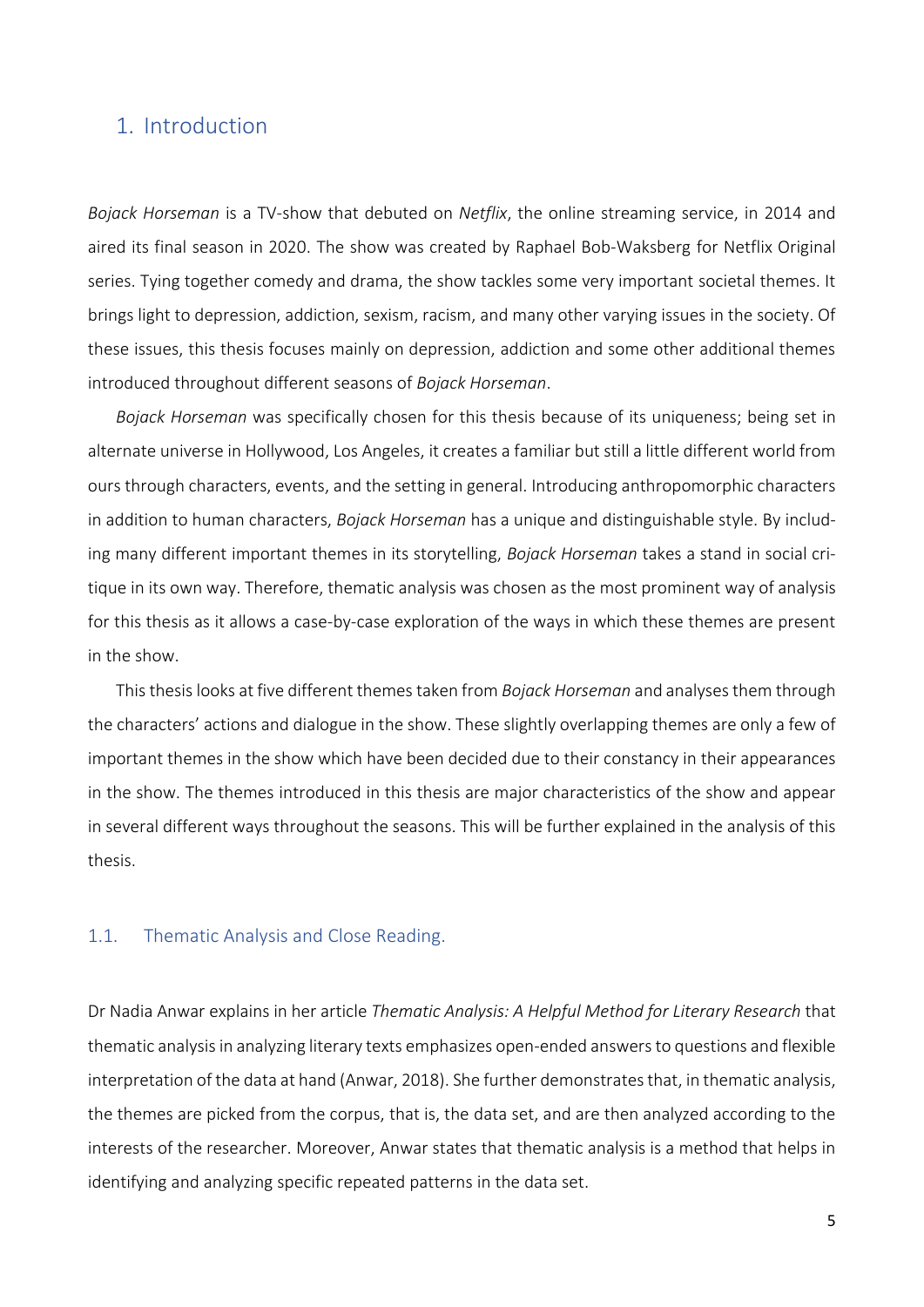# 1. Introduction

*Bojack Horseman* is a TV-show that debuted on *Netflix*, the online streaming service, in 2014 and aired its final season in 2020. The show was created by Raphael Bob-Waksberg for Netflix Original series. Tying together comedy and drama, the show tackles some very important societal themes. It brings light to depression, addiction, sexism, racism, and many other varying issues in the society. Of these issues, this thesis focuses mainly on depression, addiction and some other additional themes introduced throughout different seasons of *Bojack Horseman*.

*Bojack Horseman* was specifically chosen for this thesis because of its uniqueness; being set in alternate universe in Hollywood, Los Angeles, it creates a familiar but still a little different world from ours through characters, events, and the setting in general. Introducing anthropomorphic characters in addition to human characters, *Bojack Horseman* has a unique and distinguishable style. By including many different important themes in its storytelling, *Bojack Horseman* takes a stand in social critique in its own way. Therefore, thematic analysis was chosen as the most prominent way of analysis for this thesis as it allows a case-by-case exploration of the ways in which these themes are present in the show.

This thesis looks at five different themes taken from *Bojack Horseman* and analyses them through the characters' actions and dialogue in the show. These slightly overlapping themes are only a few of important themes in the show which have been decided due to their constancy in their appearances in the show. The themes introduced in this thesis are major characteristics of the show and appear in several different ways throughout the seasons. This will be further explained in the analysis of this thesis.

## 1.1. Thematic Analysis and Close Reading.

Dr Nadia Anwar explains in her article *Thematic Analysis: A Helpful Method for Literary Research* that thematic analysis in analyzing literary texts emphasizes open-ended answers to questions and flexible interpretation of the data at hand (Anwar, 2018). She further demonstrates that, in thematic analysis, the themes are picked from the corpus, that is, the data set, and are then analyzed according to the interests of the researcher. Moreover, Anwar states that thematic analysis is a method that helps in identifying and analyzing specific repeated patterns in the data set.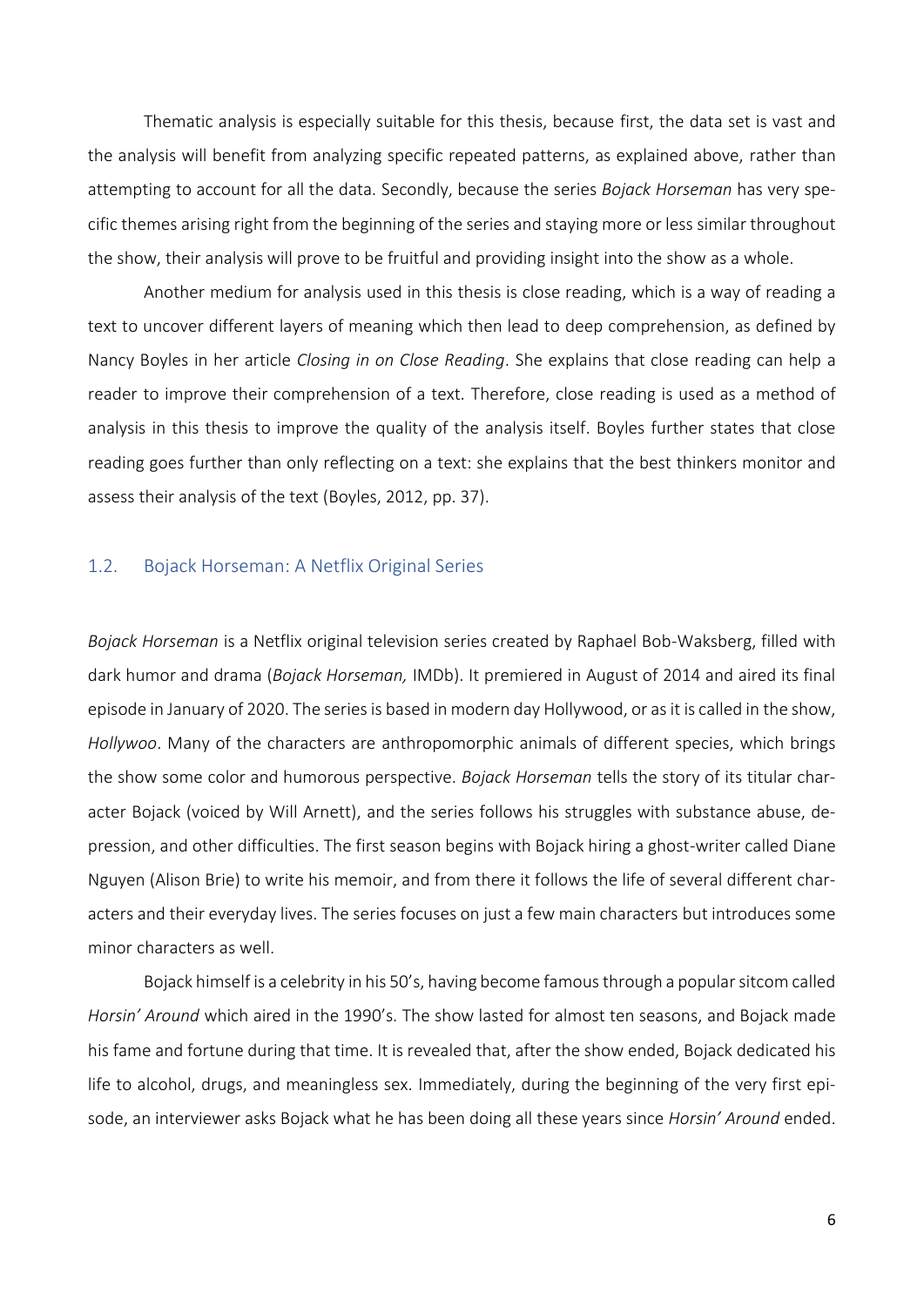Thematic analysis is especially suitable for this thesis, because first, the data set is vast and the analysis will benefit from analyzing specific repeated patterns, as explained above, rather than attempting to account for all the data. Secondly, because the series *Bojack Horseman* has very specific themes arising right from the beginning of the series and staying more or less similar throughout the show, their analysis will prove to be fruitful and providing insight into the show as a whole.

Another medium for analysis used in this thesis is close reading, which is a way of reading a text to uncover different layers of meaning which then lead to deep comprehension, as defined by Nancy Boyles in her article *Closing in on Close Reading*. She explains that close reading can help a reader to improve their comprehension of a text. Therefore, close reading is used as a method of analysis in this thesis to improve the quality of the analysis itself. Boyles further states that close reading goes further than only reflecting on a text: she explains that the best thinkers monitor and assess their analysis of the text (Boyles, 2012, pp. 37).

## 1.2. Bojack Horseman: A Netflix Original Series

*Bojack Horseman* is a Netflix original television series created by Raphael Bob-Waksberg, filled with dark humor and drama (*Bojack Horseman,* IMDb). It premiered in August of 2014 and aired its final episode in January of 2020. The series is based in modern day Hollywood, or as it is called in the show, *Hollywoo*. Many of the characters are anthropomorphic animals of different species, which brings the show some color and humorous perspective. *Bojack Horseman* tells the story of its titular character Bojack (voiced by Will Arnett), and the series follows his struggles with substance abuse, depression, and other difficulties. The first season begins with Bojack hiring a ghost-writer called Diane Nguyen (Alison Brie) to write his memoir, and from there it follows the life of several different characters and their everyday lives. The series focuses on just a few main characters but introduces some minor characters as well.

Bojack himself is a celebrity in his 50's, having become famous through a popular sitcom called *Horsin' Around* which aired in the 1990's. The show lasted for almost ten seasons, and Bojack made his fame and fortune during that time. It is revealed that, after the show ended, Bojack dedicated his life to alcohol, drugs, and meaningless sex. Immediately, during the beginning of the very first episode, an interviewer asks Bojack what he has been doing all these years since *Horsin' Around* ended.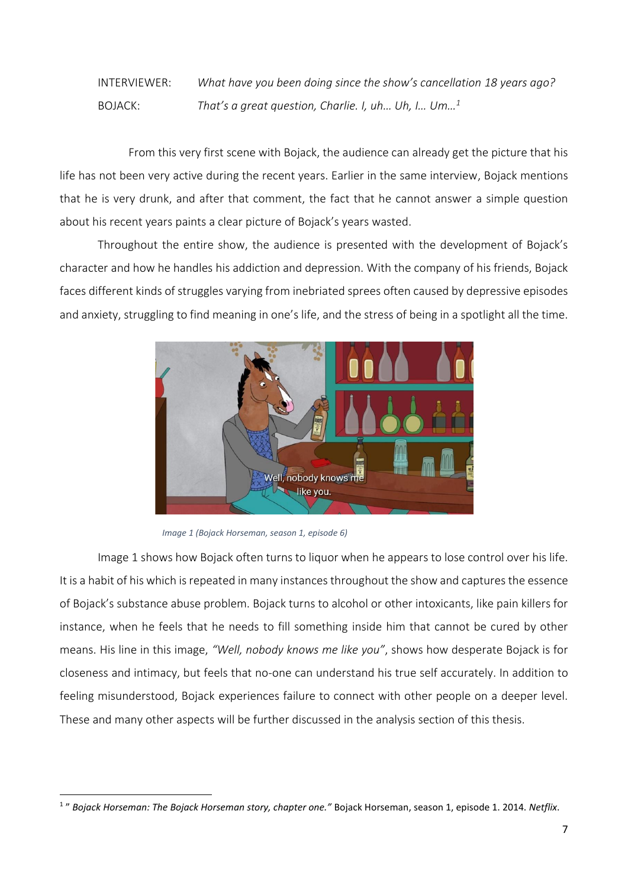INTERVIEWER: *What have you been doing since the show's cancellation 18 years ago?*

BOJACK: *That's a great question, Charlie. I, uh… Uh, I… Um…*[1]

From this very first scene with Bojack, the audience can already get the picture that his life has not been very active during the recent years. Earlier in the same interview, Bojack mentions that he is very drunk, and after that comment, the fact that he cannot answer a simple question about his recent years paints a clear picture of Bojack's years wasted.

Throughout the entire show, the audience is presented with the development of Bojack's character and how he handles his addiction and depression. With the company of his friends, Bojack faces different kinds of struggles varying from inebriated sprees often caused by depressive episodes and anxiety, struggling to find meaning in one's life, and the stress of being in a spotlight all the time.

*Image 1 (Bojack Horseman, season 1, episode 6)*

Image 1 shows how Bojack often turns to liquor when he appears to lose control over his life. It is a habit of his which is repeated in many instances throughout the show and captures the essence of Bojack's substance abuse problem. Bojack turns to alcohol or other intoxicants, like pain killers for instance, when he feels that he needs to fill something inside him that cannot be cured by other means. His line in this image, *"Well, nobody knows me like you"*, shows how desperate Bojack is for closeness and intimacy, but feels that no-one can understand his true self accurately. In addition to feeling misunderstood, Bojack experiences failure to connect with other people on a deeper level. These and many other aspects will be further discussed in the analysis section of this thesis.

---

[1] " *Bojack Horseman: The Bojack Horseman story, chapter one."* Bojack Horseman, season 1, episode 1. 2014. *Netflix*.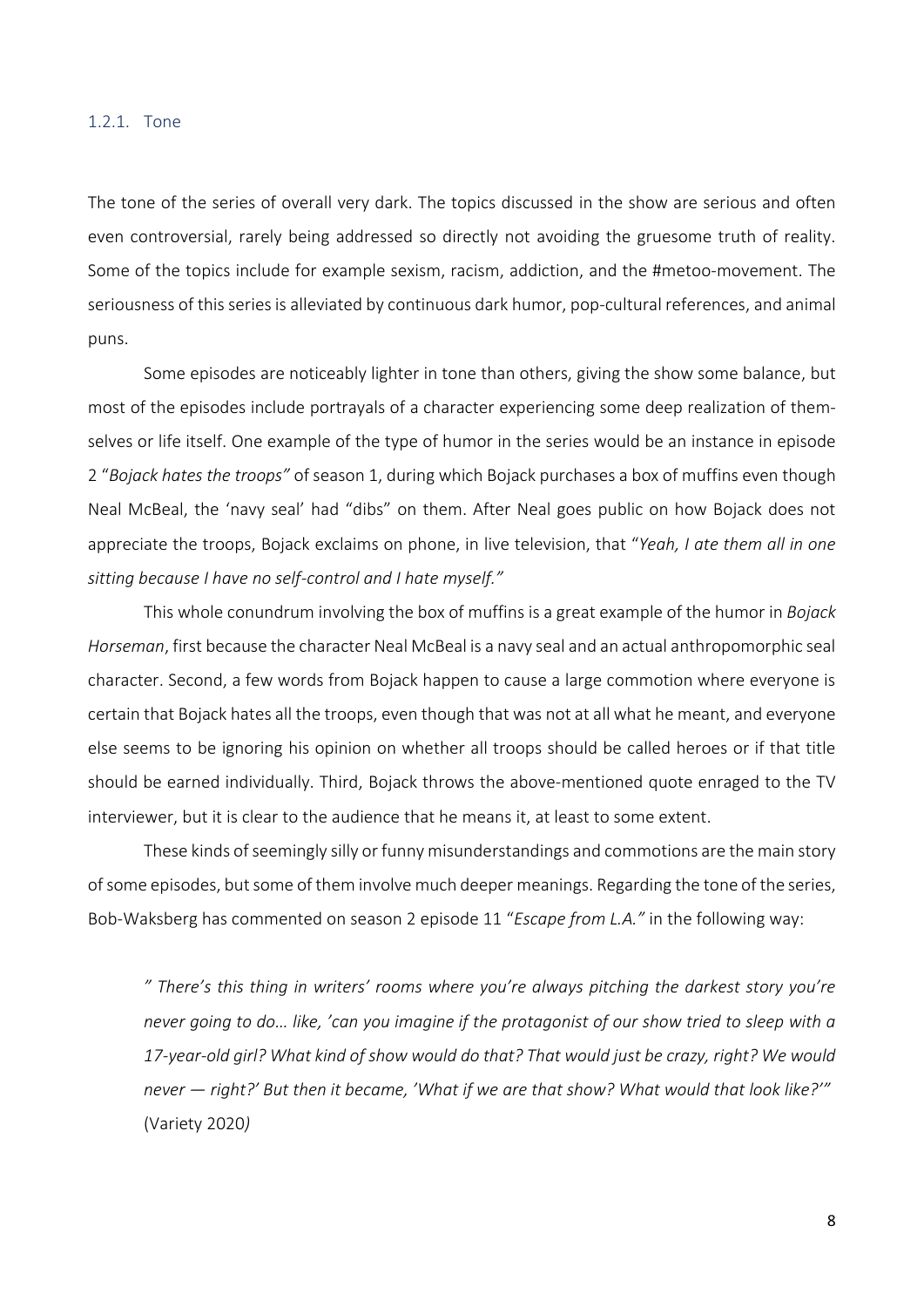### 1.2.1. Tone

The tone of the series of overall very dark. The topics discussed in the show are serious and often even controversial, rarely being addressed so directly not avoiding the gruesome truth of reality. Some of the topics include for example sexism, racism, addiction, and the #metoo-movement. The seriousness of this series is alleviated by continuous dark humor, pop-cultural references, and animal puns.

Some episodes are noticeably lighter in tone than others, giving the show some balance, but most of the episodes include portrayals of a character experiencing some deep realization of themselves or life itself. One example of the type of humor in the series would be an instance in episode 2 "*Bojack hates the troops"* of season 1, during which Bojack purchases a box of muffins even though Neal McBeal, the 'navy seal' had "dibs" on them. After Neal goes public on how Bojack does not appreciate the troops, Bojack exclaims on phone, in live television, that "*Yeah, I ate them all in one sitting because I have no self-control and I hate myself."*

This whole conundrum involving the box of muffins is a great example of the humor in *Bojack Horseman*, first because the character Neal McBeal is a navy seal and an actual anthropomorphic seal character. Second, a few words from Bojack happen to cause a large commotion where everyone is certain that Bojack hates all the troops, even though that was not at all what he meant, and everyone else seems to be ignoring his opinion on whether all troops should be called heroes or if that title should be earned individually. Third, Bojack throws the above-mentioned quote enraged to the TV interviewer, but it is clear to the audience that he means it, at least to some extent.

These kinds of seemingly silly or funny misunderstandings and commotions are the main story of some episodes, but some of them involve much deeper meanings. Regarding the tone of the series, Bob-Waksberg has commented on season 2 episode 11 "*Escape from L.A."* in the following way:

> *" There's this thing in writers' rooms where you're always pitching the darkest story you're never going to do… like, 'can you imagine if the protagonist of our show tried to sleep with a 17-year-old girl? What kind of show would do that? That would just be crazy, right? We would never — right?' But then it became, 'What if we are that show? What would that look like?'"* (Variety 2020*)*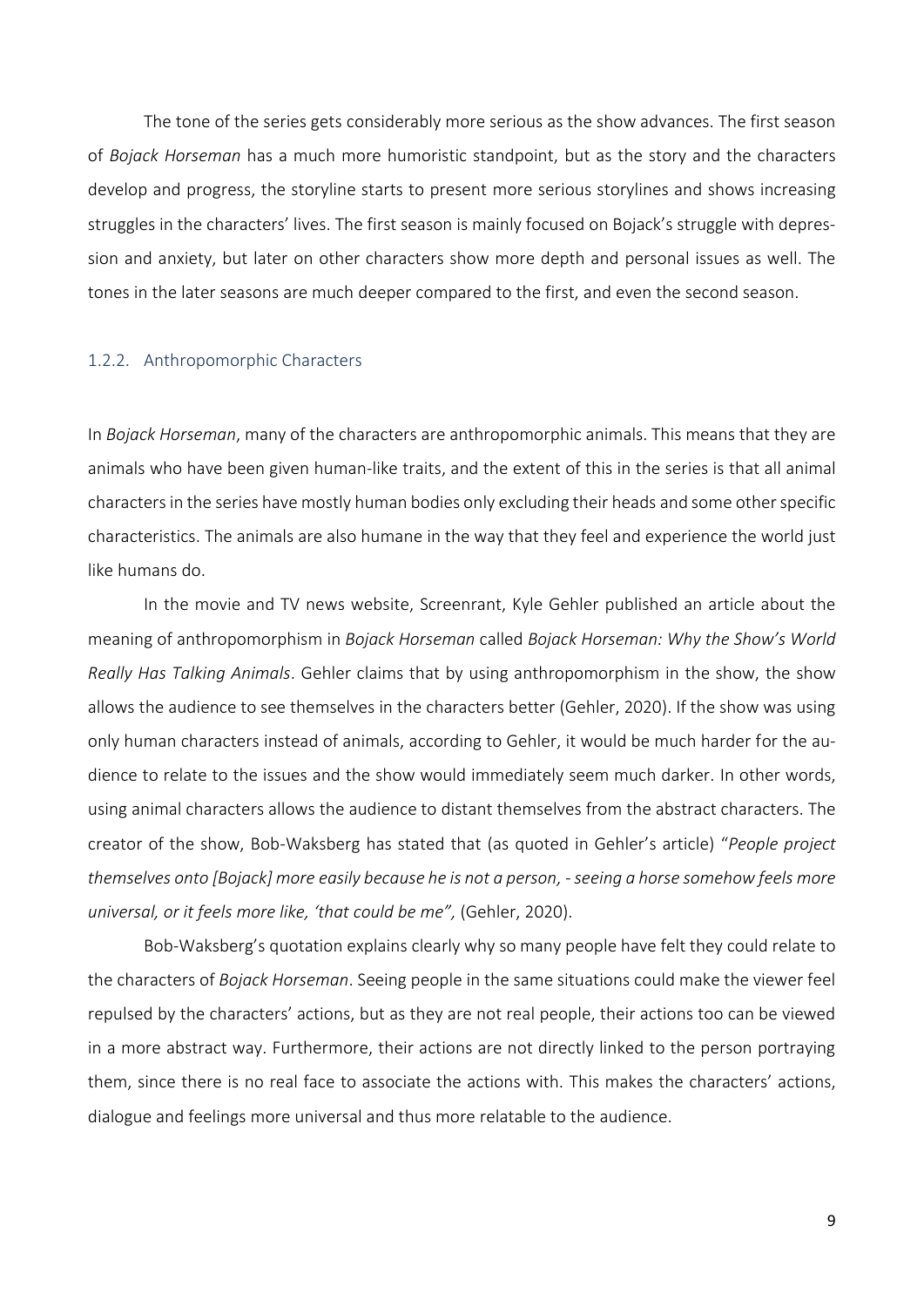The tone of the series gets considerably more serious as the show advances. The first season of *Bojack Horseman* has a much more humoristic standpoint, but as the story and the characters develop and progress, the storyline starts to present more serious storylines and shows increasing struggles in the characters' lives. The first season is mainly focused on Bojack's struggle with depression and anxiety, but later on other characters show more depth and personal issues as well. The tones in the later seasons are much deeper compared to the first, and even the second season.

### 1.2.2. Anthropomorphic Characters

In *Bojack Horseman*, many of the characters are anthropomorphic animals. This means that they are animals who have been given human-like traits, and the extent of this in the series is that all animal characters in the series have mostly human bodies only excluding their heads and some other specific characteristics. The animals are also humane in the way that they feel and experience the world just like humans do.

In the movie and TV news website, Screenrant, Kyle Gehler published an article about the meaning of anthropomorphism in *Bojack Horseman* called *Bojack Horseman: Why the Show's World Really Has Talking Animals*. Gehler claims that by using anthropomorphism in the show, the show allows the audience to see themselves in the characters better (Gehler, 2020). If the show was using only human characters instead of animals, according to Gehler, it would be much harder for the audience to relate to the issues and the show would immediately seem much darker. In other words, using animal characters allows the audience to distant themselves from the abstract characters. The creator of the show, Bob-Waksberg has stated that (as quoted in Gehler's article) "*People project themselves onto [Bojack] more easily because he is not a person, - seeing a horse somehow feels more universal, or it feels more like, 'that could be me",* (Gehler, 2020).

Bob-Waksberg's quotation explains clearly why so many people have felt they could relate to the characters of *Bojack Horseman*. Seeing people in the same situations could make the viewer feel repulsed by the characters' actions, but as they are not real people, their actions too can be viewed in a more abstract way. Furthermore, their actions are not directly linked to the person portraying them, since there is no real face to associate the actions with. This makes the characters' actions, dialogue and feelings more universal and thus more relatable to the audience.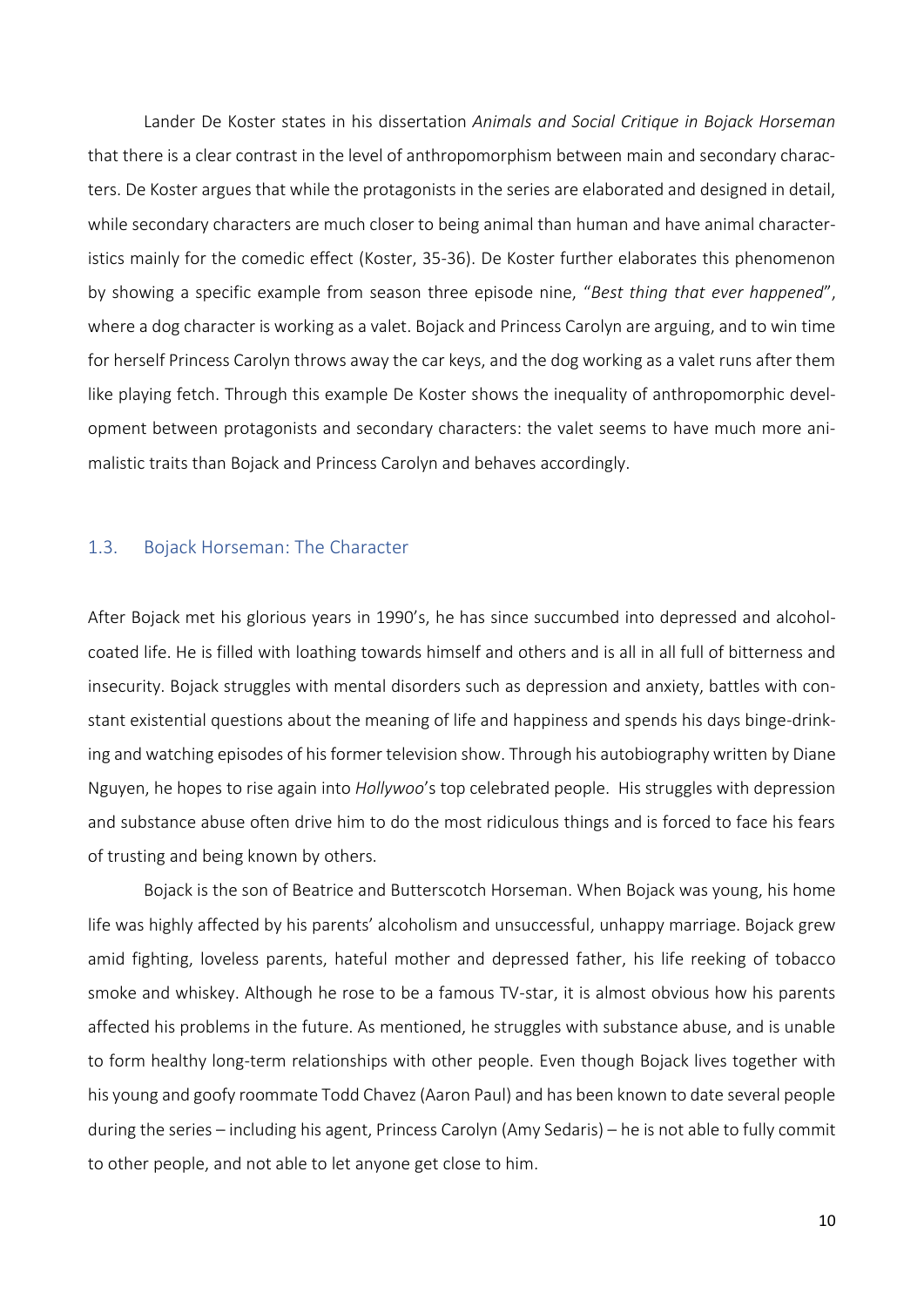Lander De Koster states in his dissertation *Animals and Social Critique in Bojack Horseman* that there is a clear contrast in the level of anthropomorphism between main and secondary characters. De Koster argues that while the protagonists in the series are elaborated and designed in detail, while secondary characters are much closer to being animal than human and have animal characteristics mainly for the comedic effect (Koster, 35-36). De Koster further elaborates this phenomenon by showing a specific example from season three episode nine, "*Best thing that ever happened*", where a dog character is working as a valet. Bojack and Princess Carolyn are arguing, and to win time for herself Princess Carolyn throws away the car keys, and the dog working as a valet runs after them like playing fetch. Through this example De Koster shows the inequality of anthropomorphic development between protagonists and secondary characters: the valet seems to have much more animalistic traits than Bojack and Princess Carolyn and behaves accordingly.

## 1.3. Bojack Horseman: The Character

After Bojack met his glorious years in 1990's, he has since succumbed into depressed and alcohol-coated life. He is filled with loathing towards himself and others and is all in all full of bitterness and insecurity. Bojack struggles with mental disorders such as depression and anxiety, battles with constant existential questions about the meaning of life and happiness and spends his days binge-drinking and watching episodes of his former television show. Through his autobiography written by Diane Nguyen, he hopes to rise again into *Hollywoo*'s top celebrated people. His struggles with depression and substance abuse often drive him to do the most ridiculous things and is forced to face his fears of trusting and being known by others.

Bojack is the son of Beatrice and Butterscotch Horseman. When Bojack was young, his home life was highly affected by his parents' alcoholism and unsuccessful, unhappy marriage. Bojack grew amid fighting, loveless parents, hateful mother and depressed father, his life reeking of tobacco smoke and whiskey. Although he rose to be a famous TV-star, it is almost obvious how his parents affected his problems in the future. As mentioned, he struggles with substance abuse, and is unable to form healthy long-term relationships with other people. Even though Bojack lives together with his young and goofy roommate Todd Chavez (Aaron Paul) and has been known to date several people during the series – including his agent, Princess Carolyn (Amy Sedaris) – he is not able to fully commit to other people, and not able to let anyone get close to him.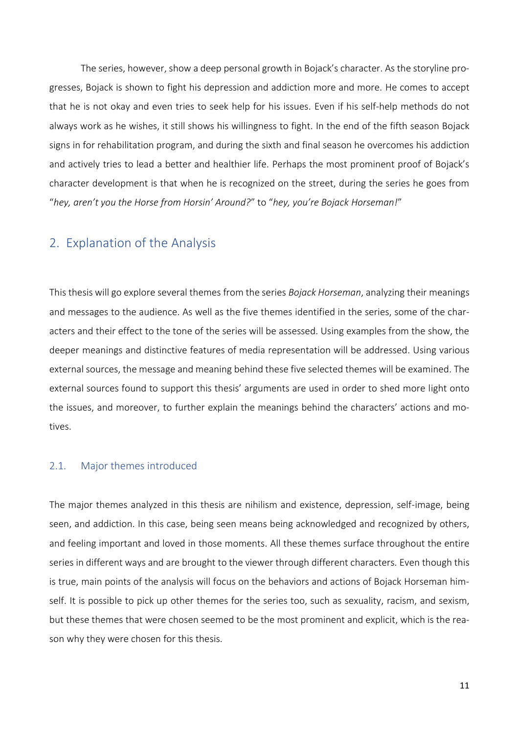The series, however, show a deep personal growth in Bojack's character. As the storyline progresses, Bojack is shown to fight his depression and addiction more and more. He comes to accept that he is not okay and even tries to seek help for his issues. Even if his self-help methods do not always work as he wishes, it still shows his willingness to fight. In the end of the fifth season Bojack signs in for rehabilitation program, and during the sixth and final season he overcomes his addiction and actively tries to lead a better and healthier life. Perhaps the most prominent proof of Bojack's character development is that when he is recognized on the street, during the series he goes from "*hey, aren't you the Horse from Horsin' Around?*" to "*hey, you're Bojack Horseman!*"

## 2. Explanation of the Analysis

This thesis will go explore several themes from the series *Bojack Horseman*, analyzing their meanings and messages to the audience. As well as the five themes identified in the series, some of the characters and their effect to the tone of the series will be assessed. Using examples from the show, the deeper meanings and distinctive features of media representation will be addressed. Using various external sources, the message and meaning behind these five selected themes will be examined. The external sources found to support this thesis' arguments are used in order to shed more light onto the issues, and moreover, to further explain the meanings behind the characters' actions and motives.

### 2.1. Major themes introduced

The major themes analyzed in this thesis are nihilism and existence, depression, self-image, being seen, and addiction. In this case, being seen means being acknowledged and recognized by others, and feeling important and loved in those moments. All these themes surface throughout the entire series in different ways and are brought to the viewer through different characters. Even though this is true, main points of the analysis will focus on the behaviors and actions of Bojack Horseman himself. It is possible to pick up other themes for the series too, such as sexuality, racism, and sexism, but these themes that were chosen seemed to be the most prominent and explicit, which is the reason why they were chosen for this thesis.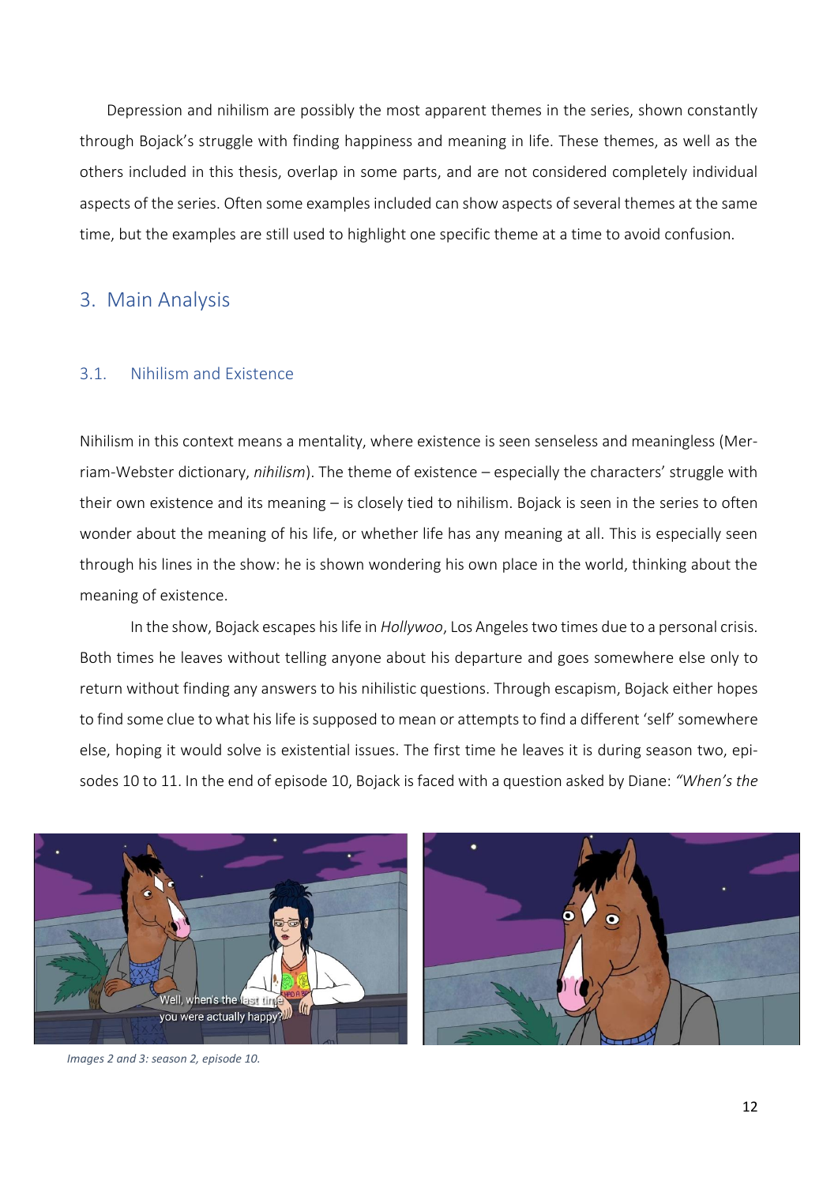Depression and nihilism are possibly the most apparent themes in the series, shown constantly through Bojack's struggle with finding happiness and meaning in life. These themes, as well as the others included in this thesis, overlap in some parts, and are not considered completely individual aspects of the series. Often some examples included can show aspects of several themes at the same time, but the examples are still used to highlight one specific theme at a time to avoid confusion.

## 3. Main Analysis

### 3.1. Nihilism and Existence

Nihilism in this context means a mentality, where existence is seen senseless and meaningless (Merriam-Webster dictionary, *nihilism*). The theme of existence – especially the characters' struggle with their own existence and its meaning – is closely tied to nihilism. Bojack is seen in the series to often wonder about the meaning of his life, or whether life has any meaning at all. This is especially seen through his lines in the show: he is shown wondering his own place in the world, thinking about the meaning of existence.

In the show, Bojack escapes his life in *Hollywoo*, Los Angeles two times due to a personal crisis. Both times he leaves without telling anyone about his departure and goes somewhere else only to return without finding any answers to his nihilistic questions. Through escapism, Bojack either hopes to find some clue to what his life is supposed to mean or attempts to find a different 'self' somewhere else, hoping it would solve is existential issues. The first time he leaves it is during season two, episodes 10 to 11. In the end of episode 10, Bojack is faced with a question asked by Diane: *"When's the*

*Images 2 and 3: season 2, episode 10.*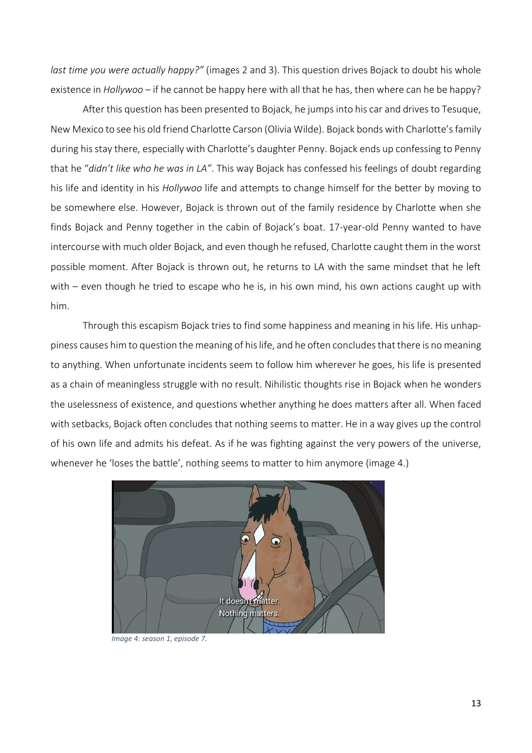*last time you were actually happy?"* (images 2 and 3). This question drives Bojack to doubt his whole existence in *Hollywoo* – if he cannot be happy here with all that he has, then where can he be happy?

After this question has been presented to Bojack, he jumps into his car and drives to Tesuque, New Mexico to see his old friend Charlotte Carson (Olivia Wilde). Bojack bonds with Charlotte's family during his stay there, especially with Charlotte's daughter Penny. Bojack ends up confessing to Penny that he "*didn't like who he was in LA"*. This way Bojack has confessed his feelings of doubt regarding his life and identity in his *Hollywoo* life and attempts to change himself for the better by moving to be somewhere else. However, Bojack is thrown out of the family residence by Charlotte when she finds Bojack and Penny together in the cabin of Bojack's boat. 17-year-old Penny wanted to have intercourse with much older Bojack, and even though he refused, Charlotte caught them in the worst possible moment. After Bojack is thrown out, he returns to LA with the same mindset that he left with – even though he tried to escape who he is, in his own mind, his own actions caught up with him.

Through this escapism Bojack tries to find some happiness and meaning in his life. His unhappiness causes him to question the meaning of his life, and he often concludes that there is no meaning to anything. When unfortunate incidents seem to follow him wherever he goes, his life is presented as a chain of meaningless struggle with no result. Nihilistic thoughts rise in Bojack when he wonders the uselessness of existence, and questions whether anything he does matters after all. When faced with setbacks, Bojack often concludes that nothing seems to matter. He in a way gives up the control of his own life and admits his defeat. As if he was fighting against the very powers of the universe, whenever he 'loses the battle', nothing seems to matter to him anymore (image 4.)

*Image 4: season 1, episode 7.*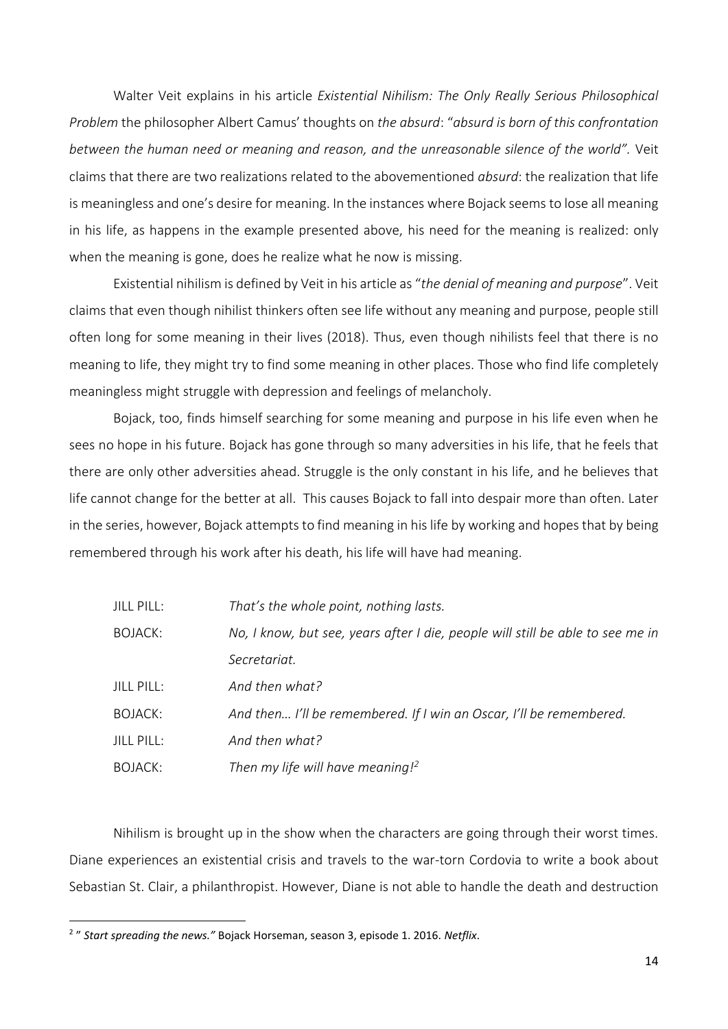Walter Veit explains in his article *Existential Nihilism: The Only Really Serious Philosophical Problem* the philosopher Albert Camus' thoughts on *the absurd*: "*absurd is born of this confrontation between the human need or meaning and reason, and the unreasonable silence of the world".* Veit claims that there are two realizations related to the abovementioned *absurd*: the realization that life is meaningless and one's desire for meaning. In the instances where Bojack seems to lose all meaning in his life, as happens in the example presented above, his need for the meaning is realized: only when the meaning is gone, does he realize what he now is missing.

Existential nihilism is defined by Veit in his article as "*the denial of meaning and purpose*". Veit claims that even though nihilist thinkers often see life without any meaning and purpose, people still often long for some meaning in their lives (2018). Thus, even though nihilists feel that there is no meaning to life, they might try to find some meaning in other places. Those who find life completely meaningless might struggle with depression and feelings of melancholy.

Bojack, too, finds himself searching for some meaning and purpose in his life even when he sees no hope in his future. Bojack has gone through so many adversities in his life, that he feels that there are only other adversities ahead. Struggle is the only constant in his life, and he believes that life cannot change for the better at all. This causes Bojack to fall into despair more than often. Later in the series, however, Bojack attempts to find meaning in his life by working and hopes that by being remembered through his work after his death, his life will have had meaning.

| | |
|---|---|
| JILL PILL: | *That's the whole point, nothing lasts.* |
| BOJACK: | *No, I know, but see, years after I die, people will still be able to see me in Secretariat.* |
| JILL PILL: | *And then what?* |
| BOJACK: | *And then… I'll be remembered. If I win an Oscar, I'll be remembered.* |
| JILL PILL: | *And then what?* |
| BOJACK: | *Then my life will have meaning!*[2] |

Nihilism is brought up in the show when the characters are going through their worst times. Diane experiences an existential crisis and travels to the war-torn Cordovia to write a book about Sebastian St. Clair, a philanthropist. However, Diane is not able to handle the death and destruction

---

[2] " *Start spreading the news."* Bojack Horseman, season 3, episode 1. 2016. *Netflix*.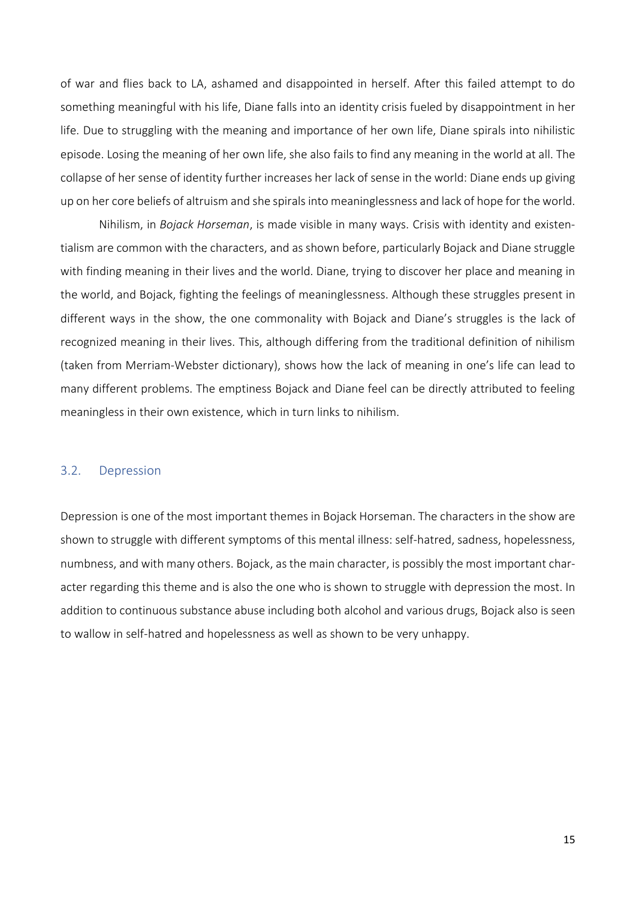of war and flies back to LA, ashamed and disappointed in herself. After this failed attempt to do something meaningful with his life, Diane falls into an identity crisis fueled by disappointment in her life. Due to struggling with the meaning and importance of her own life, Diane spirals into nihilistic episode. Losing the meaning of her own life, she also fails to find any meaning in the world at all. The collapse of her sense of identity further increases her lack of sense in the world: Diane ends up giving up on her core beliefs of altruism and she spirals into meaninglessness and lack of hope for the world.

Nihilism, in *Bojack Horseman*, is made visible in many ways. Crisis with identity and existentialism are common with the characters, and as shown before, particularly Bojack and Diane struggle with finding meaning in their lives and the world. Diane, trying to discover her place and meaning in the world, and Bojack, fighting the feelings of meaninglessness. Although these struggles present in different ways in the show, the one commonality with Bojack and Diane's struggles is the lack of recognized meaning in their lives. This, although differing from the traditional definition of nihilism (taken from Merriam-Webster dictionary), shows how the lack of meaning in one's life can lead to many different problems. The emptiness Bojack and Diane feel can be directly attributed to feeling meaningless in their own existence, which in turn links to nihilism.

## 3.2. Depression

Depression is one of the most important themes in Bojack Horseman. The characters in the show are shown to struggle with different symptoms of this mental illness: self-hatred, sadness, hopelessness, numbness, and with many others. Bojack, as the main character, is possibly the most important character regarding this theme and is also the one who is shown to struggle with depression the most. In addition to continuous substance abuse including both alcohol and various drugs, Bojack also is seen to wallow in self-hatred and hopelessness as well as shown to be very unhappy.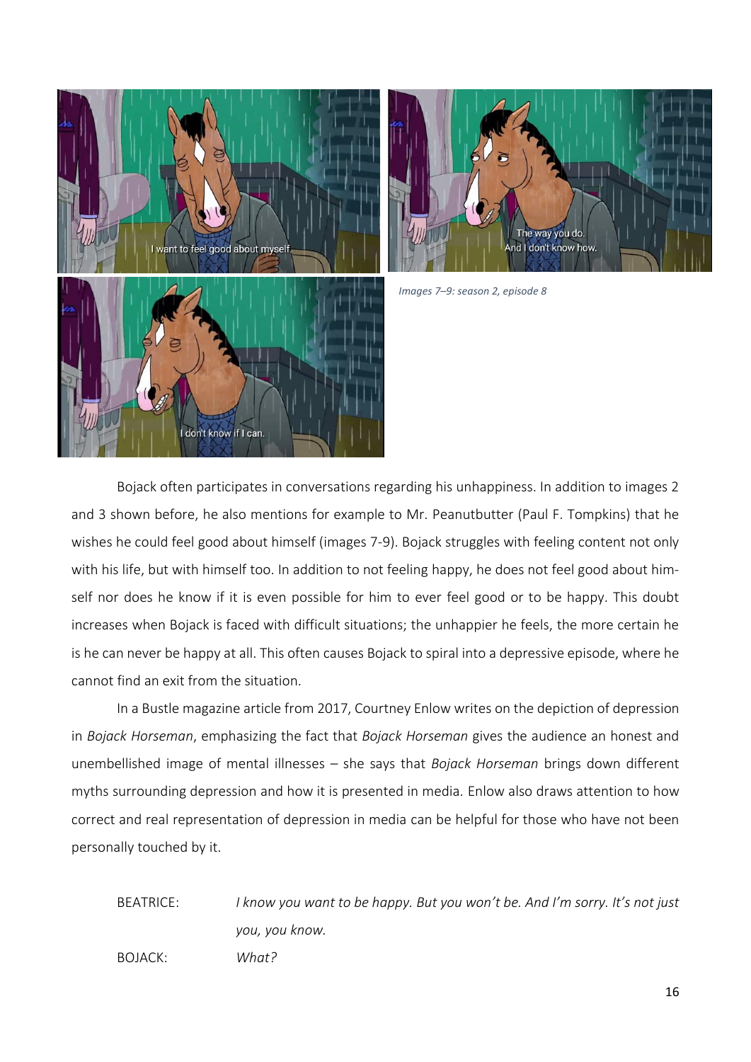*Images 7–9: season 2, episode 8*

Bojack often participates in conversations regarding his unhappiness. In addition to images 2 and 3 shown before, he also mentions for example to Mr. Peanutbutter (Paul F. Tompkins) that he wishes he could feel good about himself (images 7-9). Bojack struggles with feeling content not only with his life, but with himself too. In addition to not feeling happy, he does not feel good about himself nor does he know if it is even possible for him to ever feel good or to be happy. This doubt increases when Bojack is faced with difficult situations; the unhappier he feels, the more certain he is he can never be happy at all. This often causes Bojack to spiral into a depressive episode, where he cannot find an exit from the situation.

In a Bustle magazine article from 2017, Courtney Enlow writes on the depiction of depression in *Bojack Horseman*, emphasizing the fact that *Bojack Horseman* gives the audience an honest and unembellished image of mental illnesses – she says that *Bojack Horseman* brings down different myths surrounding depression and how it is presented in media. Enlow also draws attention to how correct and real representation of depression in media can be helpful for those who have not been personally touched by it.

BEATRICE: *I know you want to be happy. But you won't be. And I'm sorry. It's not just you, you know.*

BOJACK: *What?*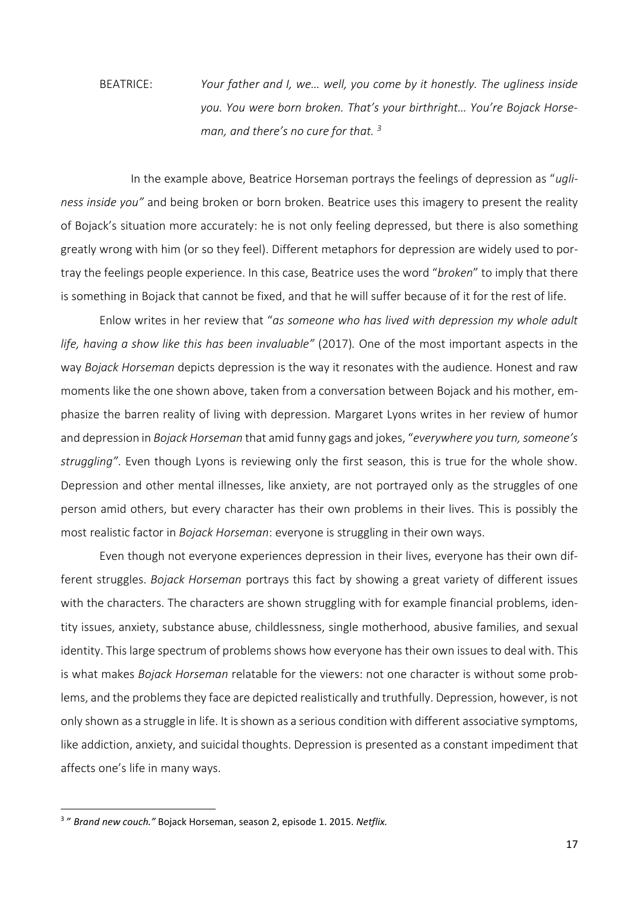BEATRICE: *Your father and I, we… well, you come by it honestly. The ugliness inside you. You were born broken. That's your birthright… You're Bojack Horseman, and there's no cure for that.* [3]

In the example above, Beatrice Horseman portrays the feelings of depression as "*ugliness inside you"* and being broken or born broken. Beatrice uses this imagery to present the reality of Bojack's situation more accurately: he is not only feeling depressed, but there is also something greatly wrong with him (or so they feel). Different metaphors for depression are widely used to portray the feelings people experience. In this case, Beatrice uses the word "*broken*" to imply that there is something in Bojack that cannot be fixed, and that he will suffer because of it for the rest of life.

Enlow writes in her review that "*as someone who has lived with depression my whole adult life, having a show like this has been invaluable"* (2017). One of the most important aspects in the way *Bojack Horseman* depicts depression is the way it resonates with the audience. Honest and raw moments like the one shown above, taken from a conversation between Bojack and his mother, emphasize the barren reality of living with depression. Margaret Lyons writes in her review of humor and depression in *Bojack Horseman* that amid funny gags and jokes, "*everywhere you turn, someone's struggling"*. Even though Lyons is reviewing only the first season, this is true for the whole show. Depression and other mental illnesses, like anxiety, are not portrayed only as the struggles of one person amid others, but every character has their own problems in their lives. This is possibly the most realistic factor in *Bojack Horseman*: everyone is struggling in their own ways.

Even though not everyone experiences depression in their lives, everyone has their own different struggles. *Bojack Horseman* portrays this fact by showing a great variety of different issues with the characters. The characters are shown struggling with for example financial problems, identity issues, anxiety, substance abuse, childlessness, single motherhood, abusive families, and sexual identity. This large spectrum of problems shows how everyone has their own issues to deal with. This is what makes *Bojack Horseman* relatable for the viewers: not one character is without some problems, and the problems they face are depicted realistically and truthfully. Depression, however, is not only shown as a struggle in life. It is shown as a serious condition with different associative symptoms, like addiction, anxiety, and suicidal thoughts. Depression is presented as a constant impediment that affects one's life in many ways.

---

[3] " *Brand new couch."* Bojack Horseman, season 2, episode 1. 2015. *Netflix.*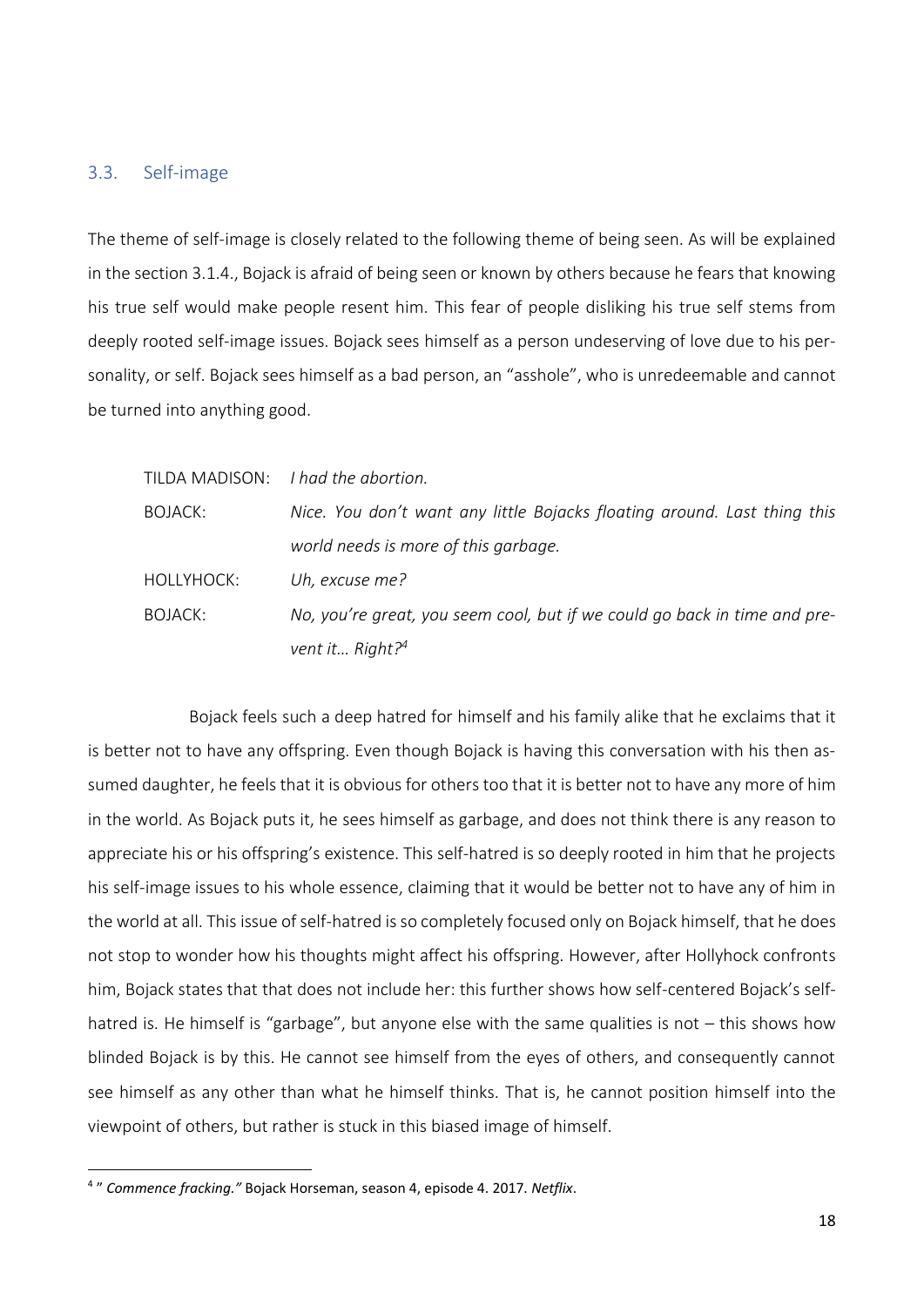## 3.3. Self-image

The theme of self-image is closely related to the following theme of being seen. As will be explained in the section 3.1.4., Bojack is afraid of being seen or known by others because he fears that knowing his true self would make people resent him. This fear of people disliking his true self stems from deeply rooted self-image issues. Bojack sees himself as a person undeserving of love due to his personality, or self. Bojack sees himself as a bad person, an "asshole", who is unredeemable and cannot be turned into anything good.

| | |
|---|---|
| TILDA MADISON: | *I had the abortion.* |
| BOJACK: | *Nice. You don't want any little Bojacks floating around. Last thing this world needs is more of this garbage.* |
| HOLLYHOCK: | *Uh, excuse me?* |
| BOJACK: | *No, you're great, you seem cool, but if we could go back in time and prevent it… Right?*[4] |

Bojack feels such a deep hatred for himself and his family alike that he exclaims that it is better not to have any offspring. Even though Bojack is having this conversation with his then assumed daughter, he feels that it is obvious for others too that it is better not to have any more of him in the world. As Bojack puts it, he sees himself as garbage, and does not think there is any reason to appreciate his or his offspring's existence. This self-hatred is so deeply rooted in him that he projects his self-image issues to his whole essence, claiming that it would be better not to have any of him in the world at all. This issue of self-hatred is so completely focused only on Bojack himself, that he does not stop to wonder how his thoughts might affect his offspring. However, after Hollyhock confronts him, Bojack states that that does not include her: this further shows how self-centered Bojack's self-hatred is. He himself is "garbage", but anyone else with the same qualities is not – this shows how blinded Bojack is by this. He cannot see himself from the eyes of others, and consequently cannot see himself as any other than what he himself thinks. That is, he cannot position himself into the viewpoint of others, but rather is stuck in this biased image of himself.

---

[4] " *Commence fracking."* Bojack Horseman, season 4, episode 4. 2017. *Netflix*.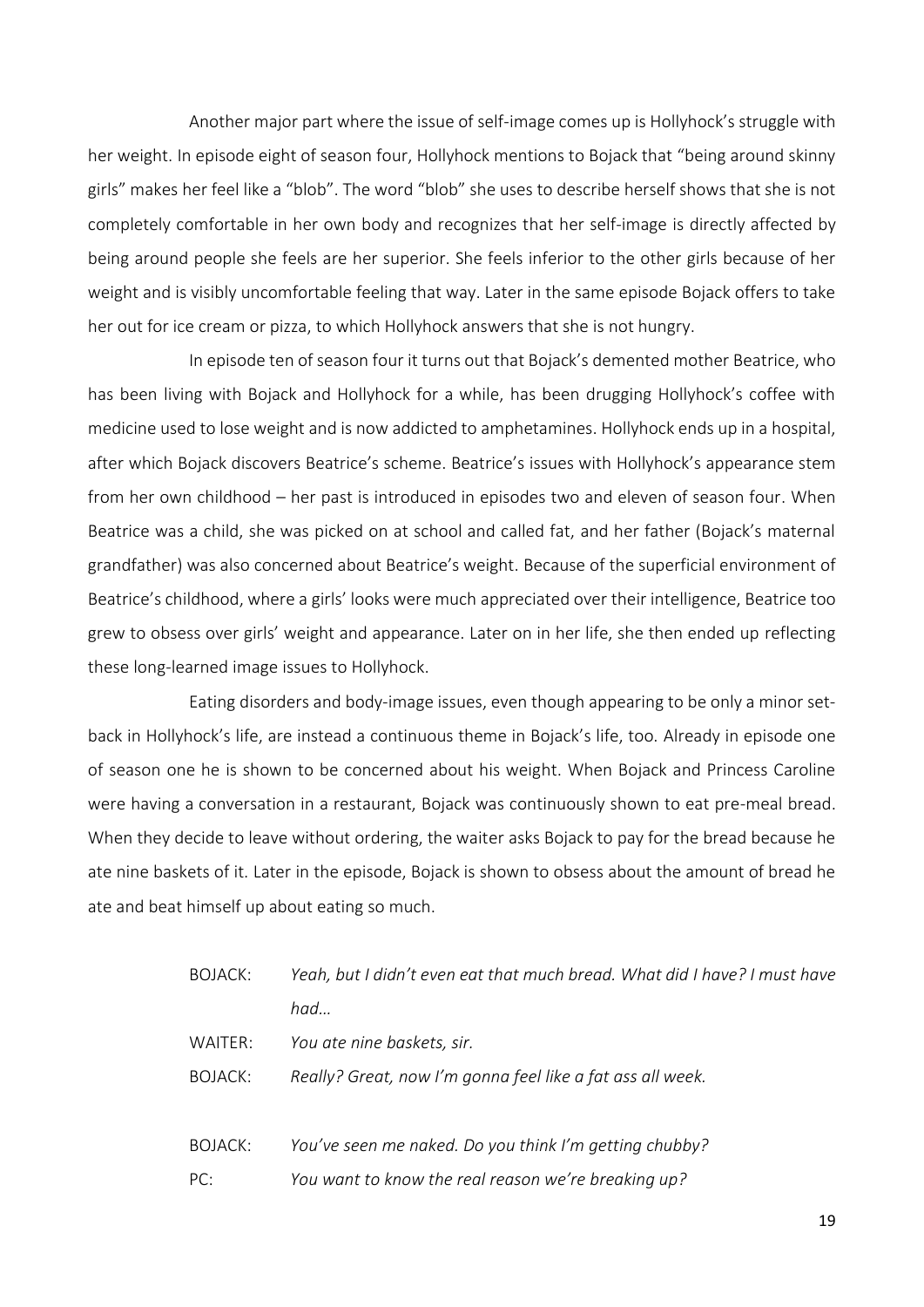Another major part where the issue of self-image comes up is Hollyhock's struggle with her weight. In episode eight of season four, Hollyhock mentions to Bojack that "being around skinny girls" makes her feel like a "blob". The word "blob" she uses to describe herself shows that she is not completely comfortable in her own body and recognizes that her self-image is directly affected by being around people she feels are her superior. She feels inferior to the other girls because of her weight and is visibly uncomfortable feeling that way. Later in the same episode Bojack offers to take her out for ice cream or pizza, to which Hollyhock answers that she is not hungry.

In episode ten of season four it turns out that Bojack's demented mother Beatrice, who has been living with Bojack and Hollyhock for a while, has been drugging Hollyhock's coffee with medicine used to lose weight and is now addicted to amphetamines. Hollyhock ends up in a hospital, after which Bojack discovers Beatrice's scheme. Beatrice's issues with Hollyhock's appearance stem from her own childhood – her past is introduced in episodes two and eleven of season four. When Beatrice was a child, she was picked on at school and called fat, and her father (Bojack's maternal grandfather) was also concerned about Beatrice's weight. Because of the superficial environment of Beatrice's childhood, where a girls' looks were much appreciated over their intelligence, Beatrice too grew to obsess over girls' weight and appearance. Later on in her life, she then ended up reflecting these long-learned image issues to Hollyhock.

Eating disorders and body-image issues, even though appearing to be only a minor set-back in Hollyhock's life, are instead a continuous theme in Bojack's life, too. Already in episode one of season one he is shown to be concerned about his weight. When Bojack and Princess Caroline were having a conversation in a restaurant, Bojack was continuously shown to eat pre-meal bread. When they decide to leave without ordering, the waiter asks Bojack to pay for the bread because he ate nine baskets of it. Later in the episode, Bojack is shown to obsess about the amount of bread he ate and beat himself up about eating so much.

> BOJACK: *Yeah, but I didn't even eat that much bread. What did I have? I must have had…*
>
> WAITER: *You ate nine baskets, sir.*
>
> BOJACK: *Really? Great, now I'm gonna feel like a fat ass all week.*

> BOJACK: *You've seen me naked. Do you think I'm getting chubby?*
>
> PC: *You want to know the real reason we're breaking up?*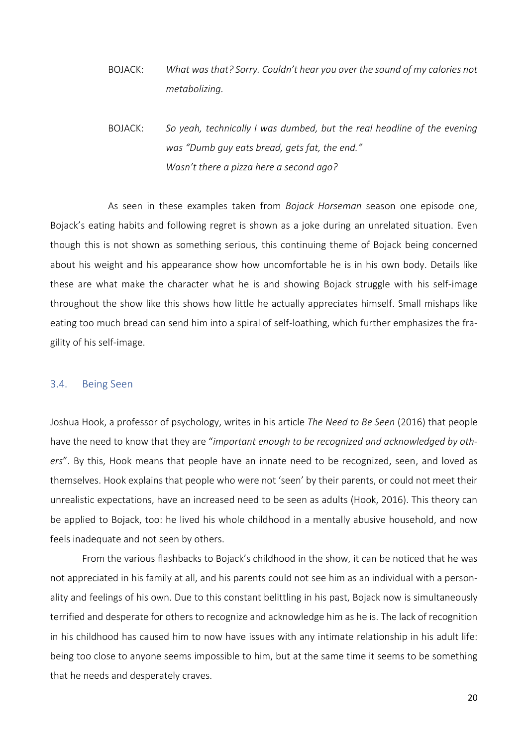BOJACK: *What was that? Sorry. Couldn't hear you over the sound of my calories not metabolizing.*

BOJACK: *So yeah, technically I was dumbed, but the real headline of the evening was "Dumb guy eats bread, gets fat, the end."*
*Wasn't there a pizza here a second ago?*

As seen in these examples taken from *Bojack Horseman* season one episode one, Bojack's eating habits and following regret is shown as a joke during an unrelated situation. Even though this is not shown as something serious, this continuing theme of Bojack being concerned about his weight and his appearance show how uncomfortable he is in his own body. Details like these are what make the character what he is and showing Bojack struggle with his self-image throughout the show like this shows how little he actually appreciates himself. Small mishaps like eating too much bread can send him into a spiral of self-loathing, which further emphasizes the fragility of his self-image.

## 3.4. Being Seen

Joshua Hook, a professor of psychology, writes in his article *The Need to Be Seen* (2016) that people have the need to know that they are "*important enough to be recognized and acknowledged by others*". By this, Hook means that people have an innate need to be recognized, seen, and loved as themselves. Hook explains that people who were not 'seen' by their parents, or could not meet their unrealistic expectations, have an increased need to be seen as adults (Hook, 2016). This theory can be applied to Bojack, too: he lived his whole childhood in a mentally abusive household, and now feels inadequate and not seen by others.

From the various flashbacks to Bojack's childhood in the show, it can be noticed that he was not appreciated in his family at all, and his parents could not see him as an individual with a personality and feelings of his own. Due to this constant belittling in his past, Bojack now is simultaneously terrified and desperate for others to recognize and acknowledge him as he is. The lack of recognition in his childhood has caused him to now have issues with any intimate relationship in his adult life: being too close to anyone seems impossible to him, but at the same time it seems to be something that he needs and desperately craves.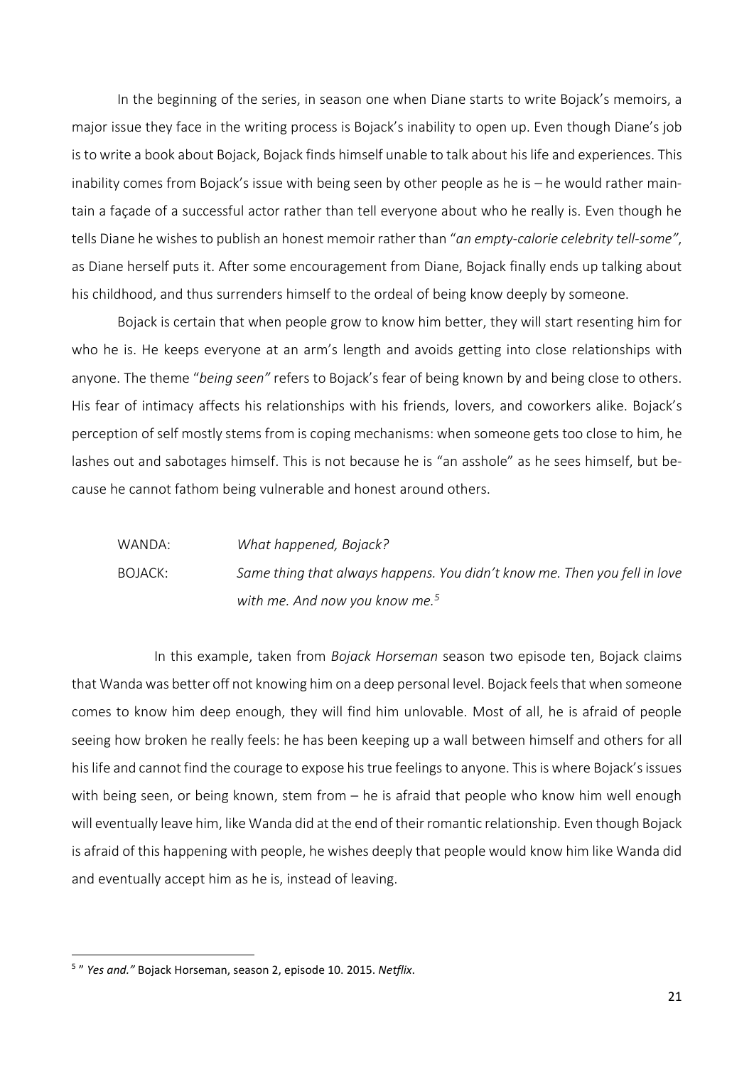In the beginning of the series, in season one when Diane starts to write Bojack's memoirs, a major issue they face in the writing process is Bojack's inability to open up. Even though Diane's job is to write a book about Bojack, Bojack finds himself unable to talk about his life and experiences. This inability comes from Bojack's issue with being seen by other people as he is – he would rather maintain a façade of a successful actor rather than tell everyone about who he really is. Even though he tells Diane he wishes to publish an honest memoir rather than "*an empty-calorie celebrity tell-some"*, as Diane herself puts it. After some encouragement from Diane, Bojack finally ends up talking about his childhood, and thus surrenders himself to the ordeal of being know deeply by someone.

Bojack is certain that when people grow to know him better, they will start resenting him for who he is. He keeps everyone at an arm's length and avoids getting into close relationships with anyone. The theme "*being seen"* refers to Bojack's fear of being known by and being close to others. His fear of intimacy affects his relationships with his friends, lovers, and coworkers alike. Bojack's perception of self mostly stems from is coping mechanisms: when someone gets too close to him, he lashes out and sabotages himself. This is not because he is "an asshole" as he sees himself, but because he cannot fathom being vulnerable and honest around others.

WANDA: *What happened, Bojack?*

BOJACK: *Same thing that always happens. You didn't know me. Then you fell in love with me. And now you know me.*[5]

In this example, taken from *Bojack Horseman* season two episode ten, Bojack claims that Wanda was better off not knowing him on a deep personal level. Bojack feels that when someone comes to know him deep enough, they will find him unlovable. Most of all, he is afraid of people seeing how broken he really feels: he has been keeping up a wall between himself and others for all his life and cannot find the courage to expose his true feelings to anyone. This is where Bojack's issues with being seen, or being known, stem from – he is afraid that people who know him well enough will eventually leave him, like Wanda did at the end of their romantic relationship. Even though Bojack is afraid of this happening with people, he wishes deeply that people would know him like Wanda did and eventually accept him as he is, instead of leaving.

---

[5] " *Yes and."* Bojack Horseman, season 2, episode 10. 2015. *Netflix*.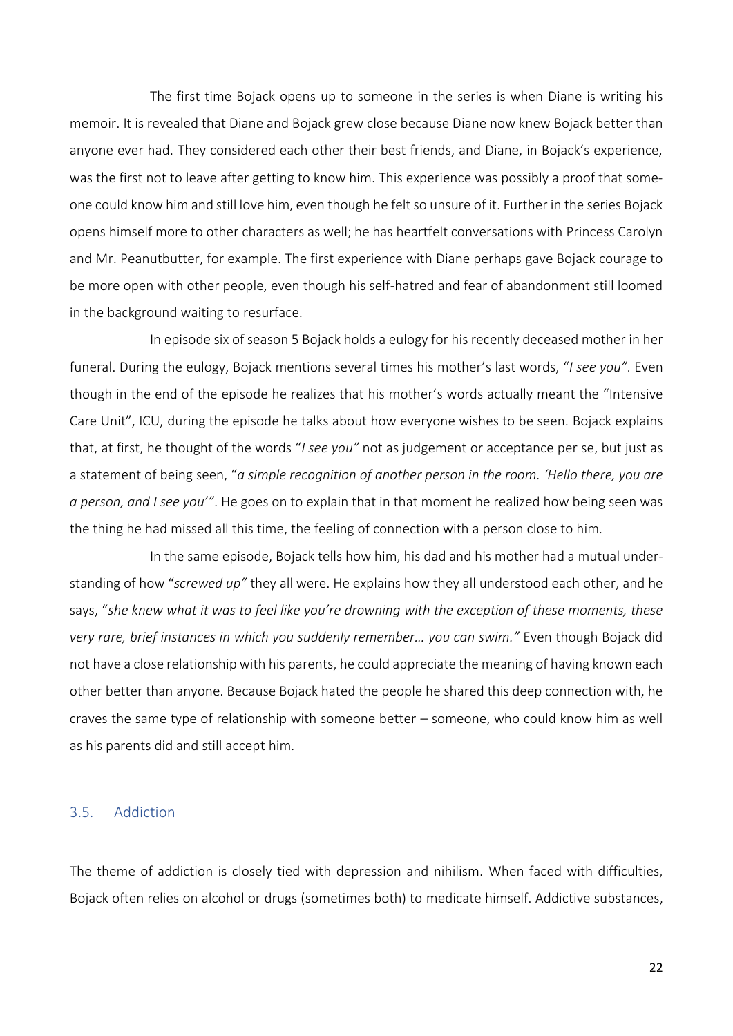The first time Bojack opens up to someone in the series is when Diane is writing his memoir. It is revealed that Diane and Bojack grew close because Diane now knew Bojack better than anyone ever had. They considered each other their best friends, and Diane, in Bojack's experience, was the first not to leave after getting to know him. This experience was possibly a proof that someone could know him and still love him, even though he felt so unsure of it. Further in the series Bojack opens himself more to other characters as well; he has heartfelt conversations with Princess Carolyn and Mr. Peanutbutter, for example. The first experience with Diane perhaps gave Bojack courage to be more open with other people, even though his self-hatred and fear of abandonment still loomed in the background waiting to resurface.

In episode six of season 5 Bojack holds a eulogy for his recently deceased mother in her funeral. During the eulogy, Bojack mentions several times his mother's last words, "*I see you"*. Even though in the end of the episode he realizes that his mother's words actually meant the "Intensive Care Unit", ICU, during the episode he talks about how everyone wishes to be seen. Bojack explains that, at first, he thought of the words "*I see you"* not as judgement or acceptance per se, but just as a statement of being seen, "*a simple recognition of another person in the room. 'Hello there, you are a person, and I see you'"*. He goes on to explain that in that moment he realized how being seen was the thing he had missed all this time, the feeling of connection with a person close to him.

In the same episode, Bojack tells how him, his dad and his mother had a mutual understanding of how "*screwed up"* they all were. He explains how they all understood each other, and he says, "*she knew what it was to feel like you're drowning with the exception of these moments, these very rare, brief instances in which you suddenly remember… you can swim."* Even though Bojack did not have a close relationship with his parents, he could appreciate the meaning of having known each other better than anyone. Because Bojack hated the people he shared this deep connection with, he craves the same type of relationship with someone better – someone, who could know him as well as his parents did and still accept him.

## 3.5. Addiction

The theme of addiction is closely tied with depression and nihilism. When faced with difficulties, Bojack often relies on alcohol or drugs (sometimes both) to medicate himself. Addictive substances,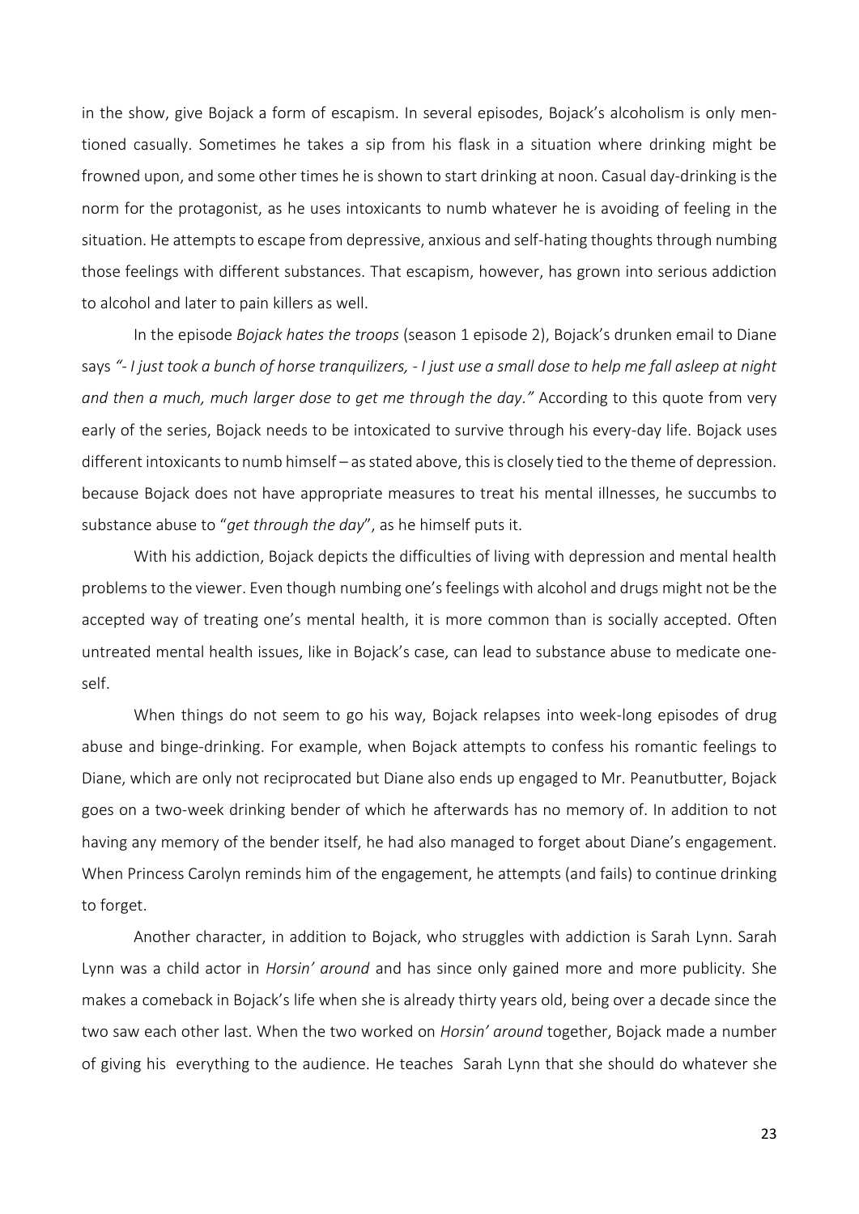in the show, give Bojack a form of escapism. In several episodes, Bojack's alcoholism is only mentioned casually. Sometimes he takes a sip from his flask in a situation where drinking might be frowned upon, and some other times he is shown to start drinking at noon. Casual day-drinking is the norm for the protagonist, as he uses intoxicants to numb whatever he is avoiding of feeling in the situation. He attempts to escape from depressive, anxious and self-hating thoughts through numbing those feelings with different substances. That escapism, however, has grown into serious addiction to alcohol and later to pain killers as well.

In the episode *Bojack hates the troops* (season 1 episode 2), Bojack's drunken email to Diane says *"- I just took a bunch of horse tranquilizers, - I just use a small dose to help me fall asleep at night and then a much, much larger dose to get me through the day."* According to this quote from very early of the series, Bojack needs to be intoxicated to survive through his every-day life. Bojack uses different intoxicants to numb himself – as stated above, this is closely tied to the theme of depression. because Bojack does not have appropriate measures to treat his mental illnesses, he succumbs to substance abuse to "*get through the day*", as he himself puts it.

With his addiction, Bojack depicts the difficulties of living with depression and mental health problems to the viewer. Even though numbing one's feelings with alcohol and drugs might not be the accepted way of treating one's mental health, it is more common than is socially accepted. Often untreated mental health issues, like in Bojack's case, can lead to substance abuse to medicate oneself.

When things do not seem to go his way, Bojack relapses into week-long episodes of drug abuse and binge-drinking. For example, when Bojack attempts to confess his romantic feelings to Diane, which are only not reciprocated but Diane also ends up engaged to Mr. Peanutbutter, Bojack goes on a two-week drinking bender of which he afterwards has no memory of. In addition to not having any memory of the bender itself, he had also managed to forget about Diane's engagement. When Princess Carolyn reminds him of the engagement, he attempts (and fails) to continue drinking to forget.

Another character, in addition to Bojack, who struggles with addiction is Sarah Lynn. Sarah Lynn was a child actor in *Horsin' around* and has since only gained more and more publicity. She makes a comeback in Bojack's life when she is already thirty years old, being over a decade since the two saw each other last. When the two worked on *Horsin' around* together, Bojack made a number of giving his everything to the audience. He teaches Sarah Lynn that she should do whatever she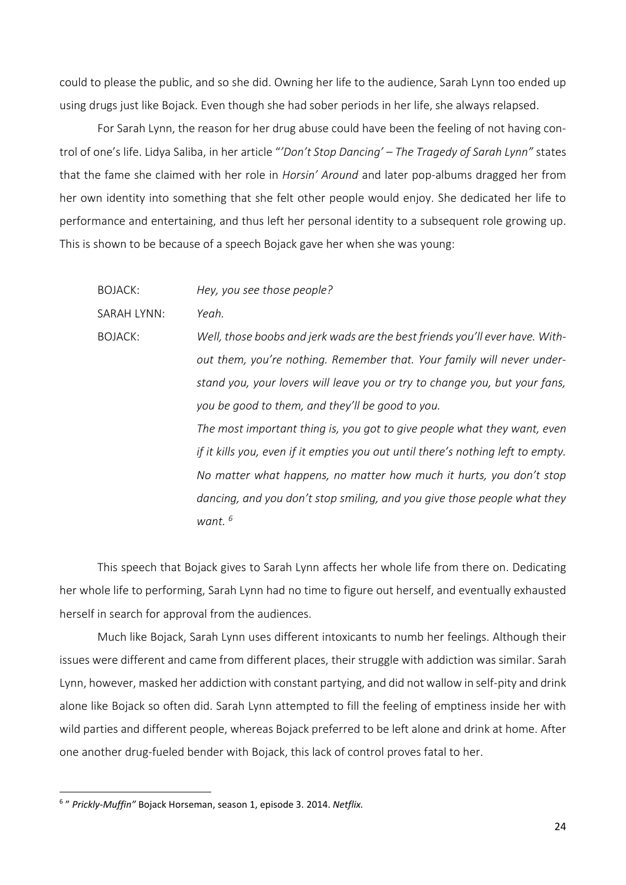could to please the public, and so she did. Owning her life to the audience, Sarah Lynn too ended up using drugs just like Bojack. Even though she had sober periods in her life, she always relapsed.

For Sarah Lynn, the reason for her drug abuse could have been the feeling of not having control of one's life. Lidya Saliba, in her article "*'Don't Stop Dancing' – The Tragedy of Sarah Lynn"* states that the fame she claimed with her role in *Horsin' Around* and later pop-albums dragged her from her own identity into something that she felt other people would enjoy. She dedicated her life to performance and entertaining, and thus left her personal identity to a subsequent role growing up. This is shown to be because of a speech Bojack gave her when she was young:

> BOJACK: *Hey, you see those people?*
>
> SARAH LYNN: *Yeah.*
>
> BOJACK: *Well, those boobs and jerk wads are the best friends you'll ever have. Without them, you're nothing. Remember that. Your family will never understand you, your lovers will leave you or try to change you, but your fans, you be good to them, and they'll be good to you.*
> *The most important thing is, you got to give people what they want, even if it kills you, even if it empties you out until there's nothing left to empty. No matter what happens, no matter how much it hurts, you don't stop dancing, and you don't stop smiling, and you give those people what they want.* [6]

This speech that Bojack gives to Sarah Lynn affects her whole life from there on. Dedicating her whole life to performing, Sarah Lynn had no time to figure out herself, and eventually exhausted herself in search for approval from the audiences.

Much like Bojack, Sarah Lynn uses different intoxicants to numb her feelings. Although their issues were different and came from different places, their struggle with addiction was similar. Sarah Lynn, however, masked her addiction with constant partying, and did not wallow in self-pity and drink alone like Bojack so often did. Sarah Lynn attempted to fill the feeling of emptiness inside her with wild parties and different people, whereas Bojack preferred to be left alone and drink at home. After one another drug-fueled bender with Bojack, this lack of control proves fatal to her.

---

[6] " *Prickly-Muffin"* Bojack Horseman, season 1, episode 3. 2014. *Netflix.*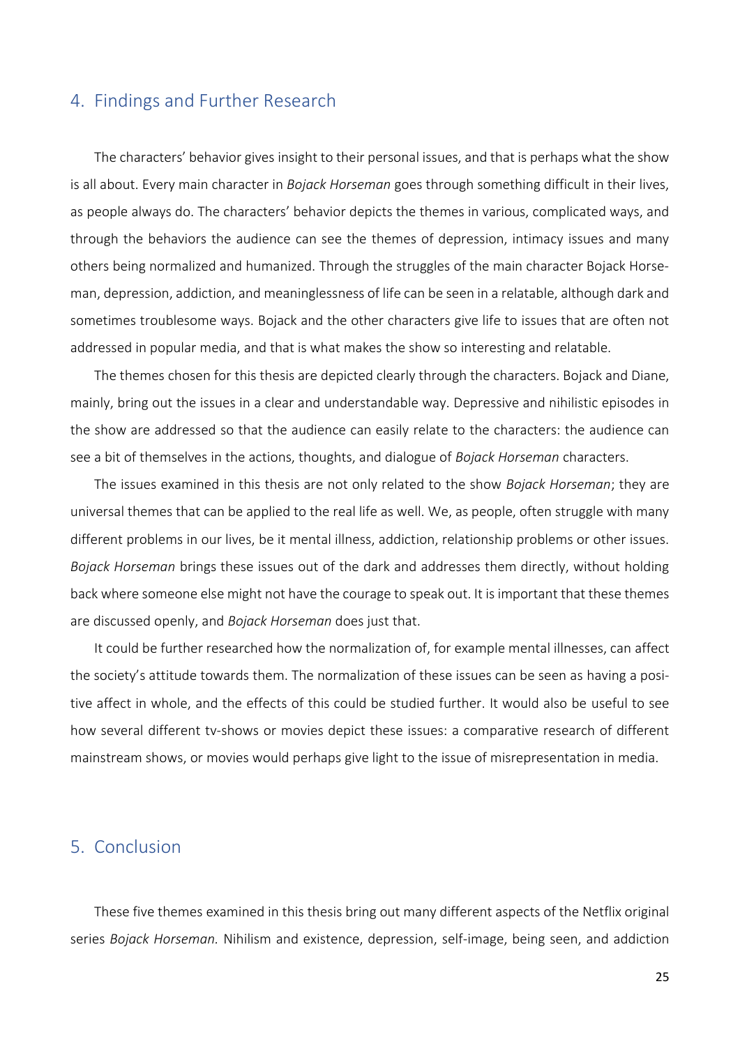## 4. Findings and Further Research

The characters' behavior gives insight to their personal issues, and that is perhaps what the show is all about. Every main character in *Bojack Horseman* goes through something difficult in their lives, as people always do. The characters' behavior depicts the themes in various, complicated ways, and through the behaviors the audience can see the themes of depression, intimacy issues and many others being normalized and humanized. Through the struggles of the main character Bojack Horseman, depression, addiction, and meaninglessness of life can be seen in a relatable, although dark and sometimes troublesome ways. Bojack and the other characters give life to issues that are often not addressed in popular media, and that is what makes the show so interesting and relatable.

The themes chosen for this thesis are depicted clearly through the characters. Bojack and Diane, mainly, bring out the issues in a clear and understandable way. Depressive and nihilistic episodes in the show are addressed so that the audience can easily relate to the characters: the audience can see a bit of themselves in the actions, thoughts, and dialogue of *Bojack Horseman* characters.

The issues examined in this thesis are not only related to the show *Bojack Horseman*; they are universal themes that can be applied to the real life as well. We, as people, often struggle with many different problems in our lives, be it mental illness, addiction, relationship problems or other issues. *Bojack Horseman* brings these issues out of the dark and addresses them directly, without holding back where someone else might not have the courage to speak out. It is important that these themes are discussed openly, and *Bojack Horseman* does just that.

It could be further researched how the normalization of, for example mental illnesses, can affect the society's attitude towards them. The normalization of these issues can be seen as having a positive affect in whole, and the effects of this could be studied further. It would also be useful to see how several different tv-shows or movies depict these issues: a comparative research of different mainstream shows, or movies would perhaps give light to the issue of misrepresentation in media.

## 5. Conclusion

These five themes examined in this thesis bring out many different aspects of the Netflix original series *Bojack Horseman.* Nihilism and existence, depression, self-image, being seen, and addiction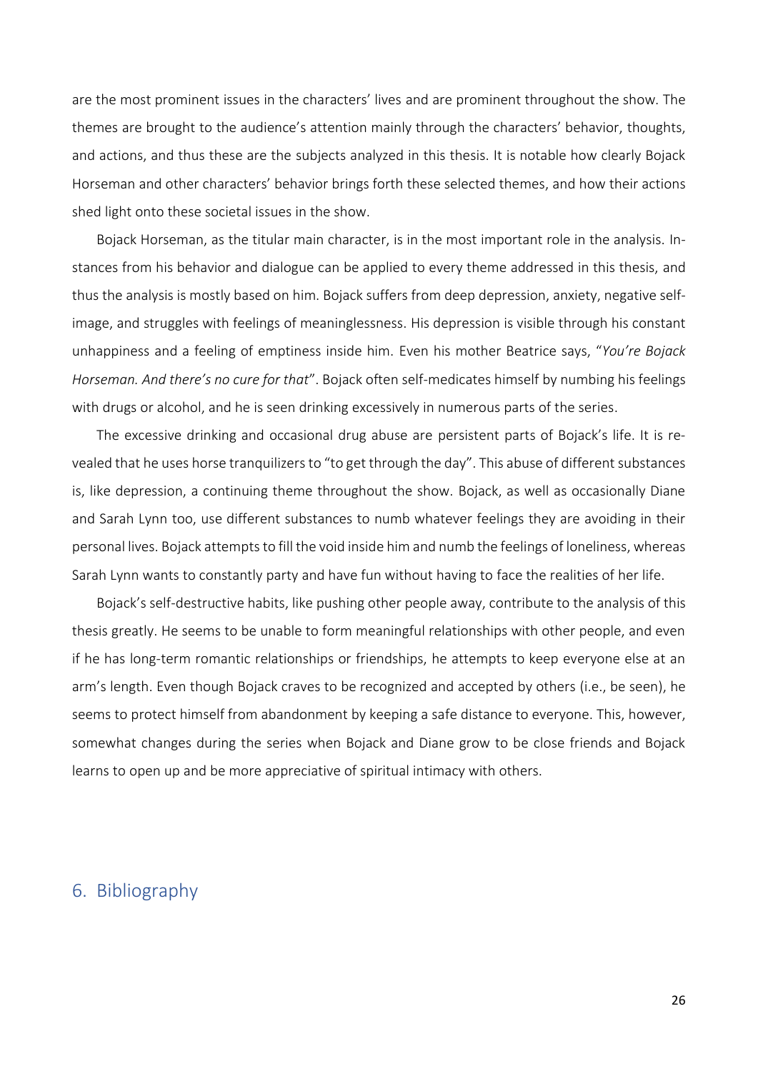are the most prominent issues in the characters' lives and are prominent throughout the show. The themes are brought to the audience's attention mainly through the characters' behavior, thoughts, and actions, and thus these are the subjects analyzed in this thesis. It is notable how clearly Bojack Horseman and other characters' behavior brings forth these selected themes, and how their actions shed light onto these societal issues in the show.

Bojack Horseman, as the titular main character, is in the most important role in the analysis. Instances from his behavior and dialogue can be applied to every theme addressed in this thesis, and thus the analysis is mostly based on him. Bojack suffers from deep depression, anxiety, negative self-image, and struggles with feelings of meaninglessness. His depression is visible through his constant unhappiness and a feeling of emptiness inside him. Even his mother Beatrice says, "*You're Bojack Horseman. And there's no cure for that*". Bojack often self-medicates himself by numbing his feelings with drugs or alcohol, and he is seen drinking excessively in numerous parts of the series.

The excessive drinking and occasional drug abuse are persistent parts of Bojack's life. It is revealed that he uses horse tranquilizers to "to get through the day". This abuse of different substances is, like depression, a continuing theme throughout the show. Bojack, as well as occasionally Diane and Sarah Lynn too, use different substances to numb whatever feelings they are avoiding in their personal lives. Bojack attempts to fill the void inside him and numb the feelings of loneliness, whereas Sarah Lynn wants to constantly party and have fun without having to face the realities of her life.

Bojack's self-destructive habits, like pushing other people away, contribute to the analysis of this thesis greatly. He seems to be unable to form meaningful relationships with other people, and even if he has long-term romantic relationships or friendships, he attempts to keep everyone else at an arm's length. Even though Bojack craves to be recognized and accepted by others (i.e., be seen), he seems to protect himself from abandonment by keeping a safe distance to everyone. This, however, somewhat changes during the series when Bojack and Diane grow to be close friends and Bojack learns to open up and be more appreciative of spiritual intimacy with others.

## 6. Bibliography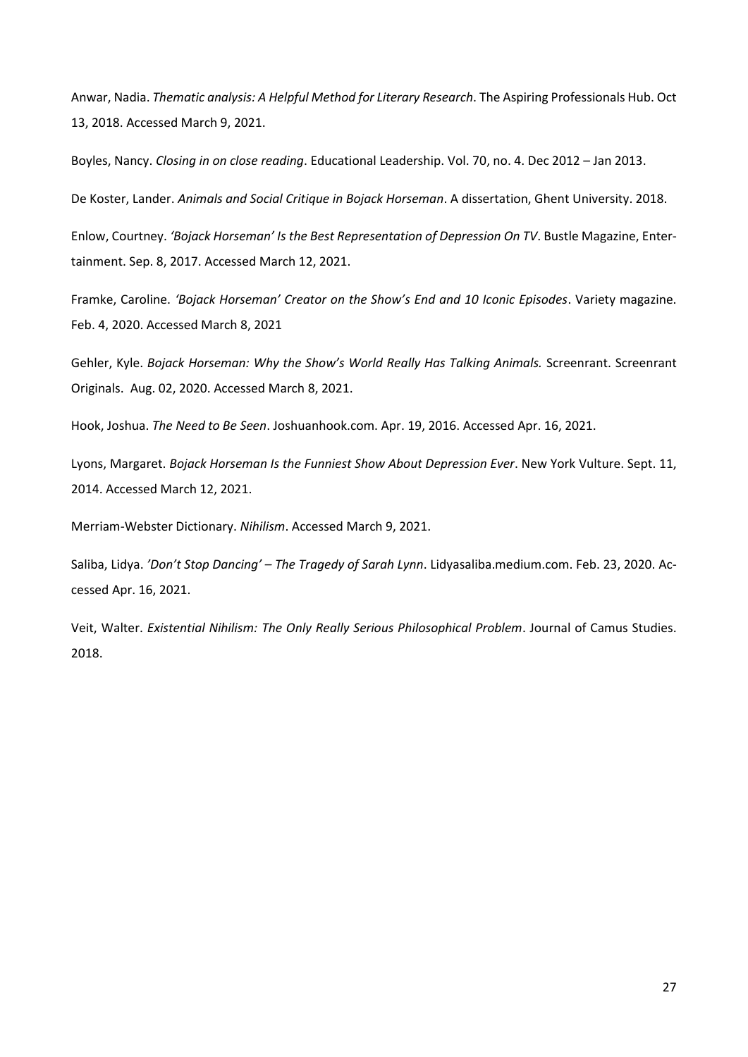Anwar, Nadia. *Thematic analysis: A Helpful Method for Literary Research*. The Aspiring Professionals Hub. Oct 13, 2018. Accessed March 9, 2021.

Boyles, Nancy. *Closing in on close reading*. Educational Leadership. Vol. 70, no. 4. Dec 2012 – Jan 2013.

De Koster, Lander. *Animals and Social Critique in Bojack Horseman*. A dissertation, Ghent University. 2018.

Enlow, Courtney. *'Bojack Horseman' Is the Best Representation of Depression On TV*. Bustle Magazine, Entertainment. Sep. 8, 2017. Accessed March 12, 2021.

Framke, Caroline. *'Bojack Horseman' Creator on the Show's End and 10 Iconic Episodes*. Variety magazine. Feb. 4, 2020. Accessed March 8, 2021

Gehler, Kyle. *Bojack Horseman: Why the Show's World Really Has Talking Animals.* Screenrant. Screenrant Originals. Aug. 02, 2020. Accessed March 8, 2021.

Hook, Joshua. *The Need to Be Seen*. Joshuanhook.com. Apr. 19, 2016. Accessed Apr. 16, 2021.

Lyons, Margaret. *Bojack Horseman Is the Funniest Show About Depression Ever*. New York Vulture. Sept. 11, 2014. Accessed March 12, 2021.

Merriam-Webster Dictionary. *Nihilism*. Accessed March 9, 2021.

Saliba, Lidya. *'Don't Stop Dancing' – The Tragedy of Sarah Lynn*. Lidyasaliba.medium.com. Feb. 23, 2020. Accessed Apr. 16, 2021.

Veit, Walter. *Existential Nihilism: The Only Really Serious Philosophical Problem*. Journal of Camus Studies. 2018.